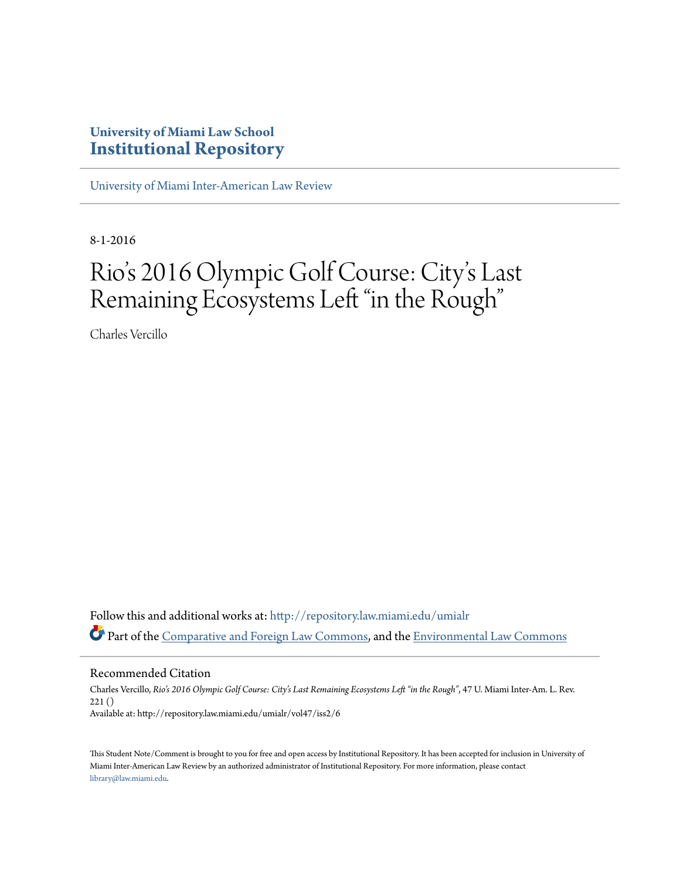University of Miami Law School
**Institutional Repository**

University of Miami Inter-American Law Review

8-1-2016

# Rio's 2016 Olympic Golf Course: City's Last Remaining Ecosystems Left "in the Rough"

Charles Vercillo

Follow this and additional works at: http://repository.law.miami.edu/umialr

Part of the Comparative and Foreign Law Commons, and the Environmental Law Commons

## Recommended Citation

Charles Vercillo, *Rio's 2016 Olympic Golf Course: City's Last Remaining Ecosystems Left "in the Rough"*, 47 U. Miami Inter-Am. L. Rev. 221 ()
Available at: http://repository.law.miami.edu/umialr/vol47/iss2/6

This Student Note/Comment is brought to you for free and open access by Institutional Repository. It has been accepted for inclusion in University of Miami Inter-American Law Review by an authorized administrator of Institutional Repository. For more information, please contact library@law.miami.edu.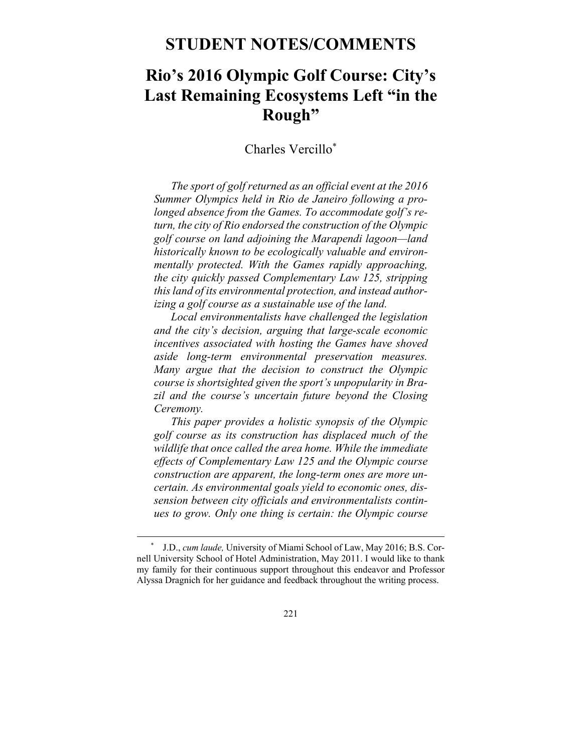# STUDENT NOTES/COMMENTS

# Rio's 2016 Olympic Golf Course: City's Last Remaining Ecosystems Left "in the Rough"

Charles Vercillo[*]

*The sport of golf returned as an official event at the 2016 Summer Olympics held in Rio de Janeiro following a prolonged absence from the Games. To accommodate golf's return, the city of Rio endorsed the construction of the Olympic golf course on land adjoining the Marapendi lagoon—land historically known to be ecologically valuable and environmentally protected. With the Games rapidly approaching, the city quickly passed Complementary Law 125, stripping this land of its environmental protection, and instead authorizing a golf course as a sustainable use of the land.*

*Local environmentalists have challenged the legislation and the city's decision, arguing that large-scale economic incentives associated with hosting the Games have shoved aside long-term environmental preservation measures. Many argue that the decision to construct the Olympic course is shortsighted given the sport's unpopularity in Brazil and the course's uncertain future beyond the Closing Ceremony.*

*This paper provides a holistic synopsis of the Olympic golf course as its construction has displaced much of the wildlife that once called the area home. While the immediate effects of Complementary Law 125 and the Olympic course construction are apparent, the long-term ones are more uncertain. As environmental goals yield to economic ones, dissension between city officials and environmentalists continues to grow. Only one thing is certain: the Olympic course*

---

[*] J.D., *cum laude,* University of Miami School of Law, May 2016; B.S. Cornell University School of Hotel Administration, May 2011. I would like to thank my family for their continuous support throughout this endeavor and Professor Alyssa Dragnich for her guidance and feedback throughout the writing process.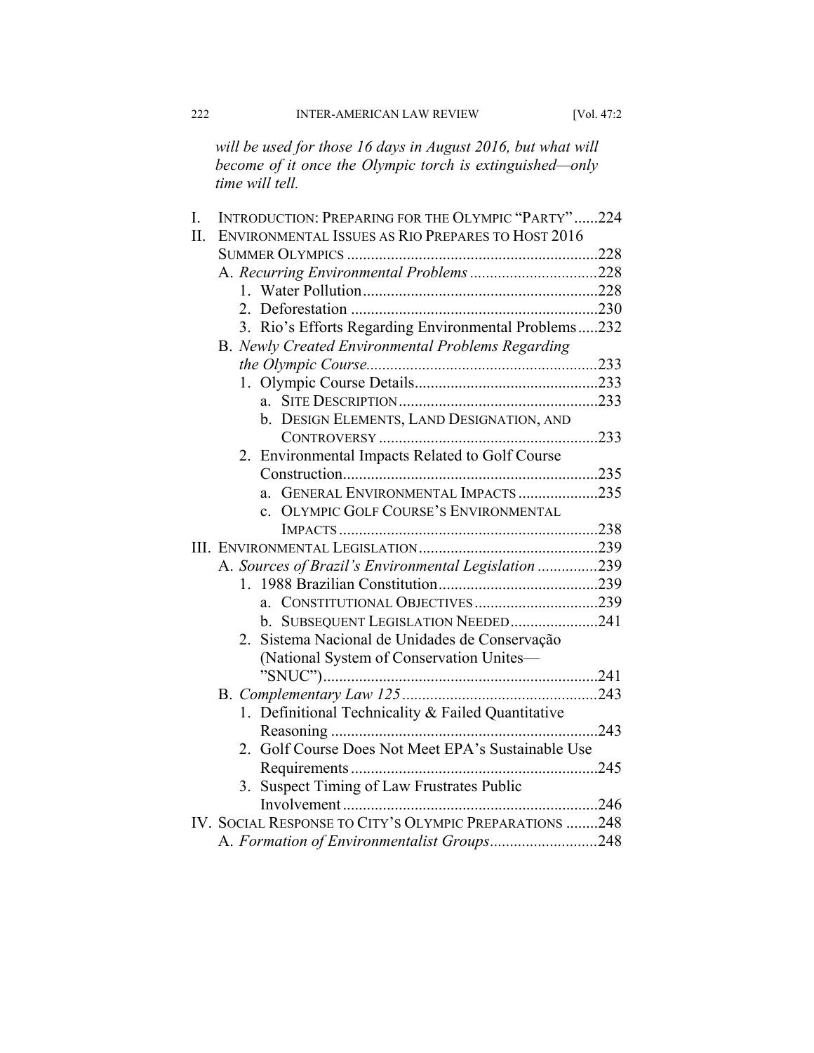*will be used for those 16 days in August 2016, but what will become of it once the Olympic torch is extinguished—only time will tell.*

I. INTRODUCTION: PREPARING FOR THE OLYMPIC "PARTY" ......224
II. ENVIRONMENTAL ISSUES AS RIO PREPARES TO HOST 2016 SUMMER OLYMPICS ......228
 A. *Recurring Environmental Problems* ......228
  1. Water Pollution ......228
  2. Deforestation ......230
  3. Rio's Efforts Regarding Environmental Problems ......232
 B. *Newly Created Environmental Problems Regarding the Olympic Course* ......233
  1. Olympic Course Details ......233
   a. SITE DESCRIPTION ......233
   b. DESIGN ELEMENTS, LAND DESIGNATION, AND CONTROVERSY ......233
  2. Environmental Impacts Related to Golf Course Construction ......235
   a. GENERAL ENVIRONMENTAL IMPACTS ......235
   c. OLYMPIC GOLF COURSE'S ENVIRONMENTAL IMPACTS ......238
III. ENVIRONMENTAL LEGISLATION ......239
 A. *Sources of Brazil's Environmental Legislation* ......239
  1. 1988 Brazilian Constitution ......239
   a. CONSTITUTIONAL OBJECTIVES ......239
   b. SUBSEQUENT LEGISLATION NEEDED ......241
  2. Sistema Nacional de Unidades de Conservação (National System of Conservation Unites—"SNUC") ......241
 B. *Complementary Law 125* ......243
  1. Definitional Technicality & Failed Quantitative Reasoning ......243
  2. Golf Course Does Not Meet EPA's Sustainable Use Requirements ......245
  3. Suspect Timing of Law Frustrates Public Involvement ......246
IV. SOCIAL RESPONSE TO CITY'S OLYMPIC PREPARATIONS ......248
 A. *Formation of Environmentalist Groups* ......248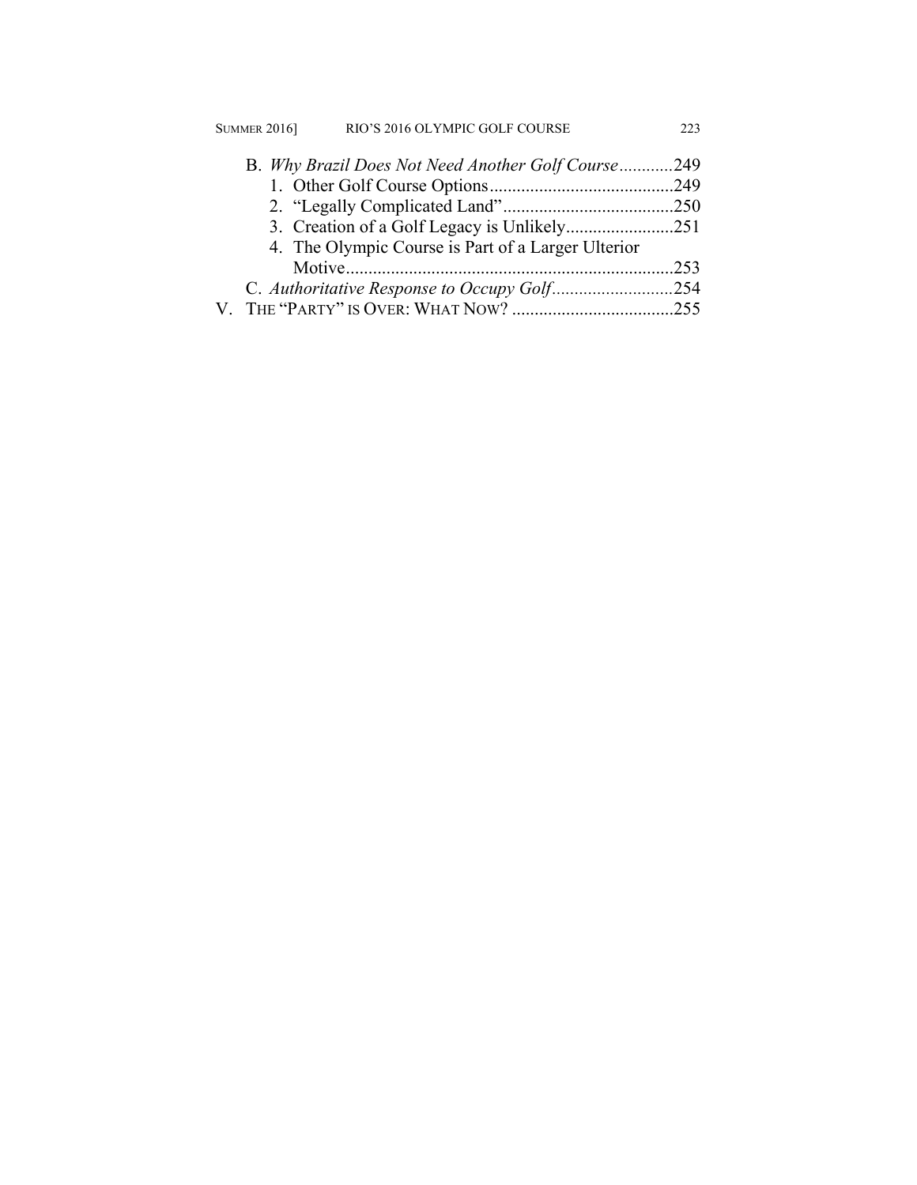B. *Why Brazil Does Not Need Another Golf Course*............249
   1. Other Golf Course Options..........................................249
   2. "Legally Complicated Land"......................................250
   3. Creation of a Golf Legacy is Unlikely........................251
   4. The Olympic Course is Part of a Larger Ulterior Motive.........................................................................253

C. *Authoritative Response to Occupy Golf*...........................254

V. THE "PARTY" IS OVER: WHAT NOW? ....................................255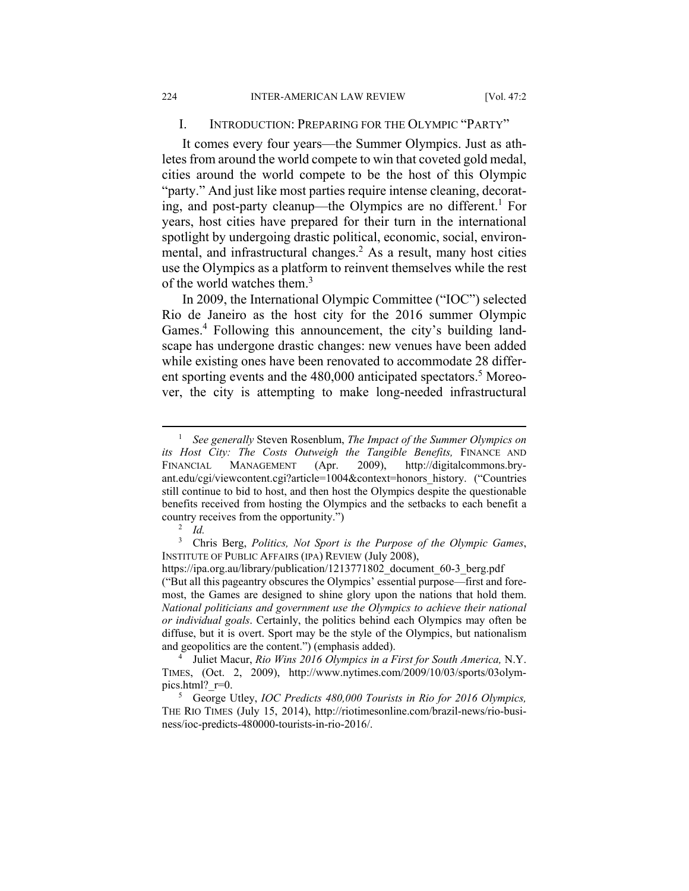## I. INTRODUCTION: PREPARING FOR THE OLYMPIC "PARTY"

It comes every four years—the Summer Olympics. Just as athletes from around the world compete to win that coveted gold medal, cities around the world compete to be the host of this Olympic "party." And just like most parties require intense cleaning, decorating, and post-party cleanup—the Olympics are no different.[1] For years, host cities have prepared for their turn in the international spotlight by undergoing drastic political, economic, social, environmental, and infrastructural changes.[2] As a result, many host cities use the Olympics as a platform to reinvent themselves while the rest of the world watches them.[3]

In 2009, the International Olympic Committee ("IOC") selected Rio de Janeiro as the host city for the 2016 summer Olympic Games.[4] Following this announcement, the city's building landscape has undergone drastic changes: new venues have been added while existing ones have been renovated to accommodate 28 different sporting events and the 480,000 anticipated spectators.[5] Moreover, the city is attempting to make long-needed infrastructural

---

[1] *See generally* Steven Rosenblum, *The Impact of the Summer Olympics on its Host City: The Costs Outweigh the Tangible Benefits,* FINANCE AND FINANCIAL MANAGEMENT (Apr. 2009), http://digitalcommons.bryant.edu/cgi/viewcontent.cgi?article=1004&context=honors_history. ("Countries still continue to bid to host, and then host the Olympics despite the questionable benefits received from hosting the Olympics and the setbacks to each benefit a country receives from the opportunity.")

[2] *Id.*

[3] Chris Berg, *Politics, Not Sport is the Purpose of the Olympic Games*, INSTITUTE OF PUBLIC AFFAIRS (IPA) REVIEW (July 2008), https://ipa.org.au/library/publication/1213771802_document_60-3_berg.pdf ("But all this pageantry obscures the Olympics' essential purpose—first and foremost, the Games are designed to shine glory upon the nations that hold them. *National politicians and government use the Olympics to achieve their national or individual goals*. Certainly, the politics behind each Olympics may often be diffuse, but it is overt. Sport may be the style of the Olympics, but nationalism and geopolitics are the content.") (emphasis added).

[4] Juliet Macur, *Rio Wins 2016 Olympics in a First for South America,* N.Y. TIMES, (Oct. 2, 2009), http://www.nytimes.com/2009/10/03/sports/03olympics.html?_r=0.

[5] George Utley, *IOC Predicts 480,000 Tourists in Rio for 2016 Olympics,* THE RIO TIMES (July 15, 2014), http://riotimesonline.com/brazil-news/rio-business/ioc-predicts-480000-tourists-in-rio-2016/.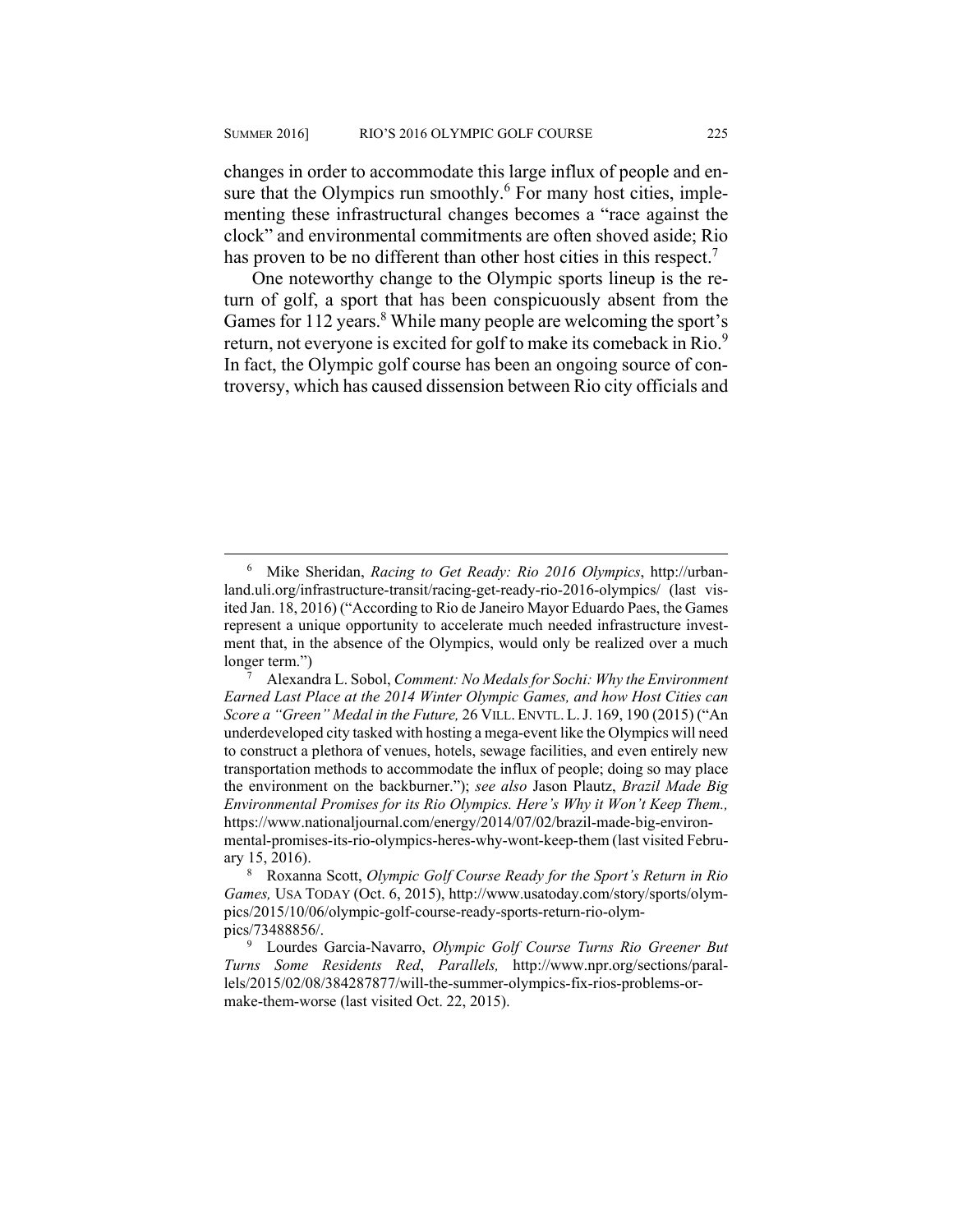changes in order to accommodate this large influx of people and ensure that the Olympics run smoothly.[6] For many host cities, implementing these infrastructural changes becomes a "race against the clock" and environmental commitments are often shoved aside; Rio has proven to be no different than other host cities in this respect.[7]

One noteworthy change to the Olympic sports lineup is the return of golf, a sport that has been conspicuously absent from the Games for 112 years.[8] While many people are welcoming the sport's return, not everyone is excited for golf to make its comeback in Rio.[9] In fact, the Olympic golf course has been an ongoing source of controversy, which has caused dissension between Rio city officials and

---

[6] Mike Sheridan, *Racing to Get Ready: Rio 2016 Olympics*, http://urbanland.uli.org/infrastructure-transit/racing-get-ready-rio-2016-olympics/ (last visited Jan. 18, 2016) ("According to Rio de Janeiro Mayor Eduardo Paes, the Games represent a unique opportunity to accelerate much needed infrastructure investment that, in the absence of the Olympics, would only be realized over a much longer term.")

[7] Alexandra L. Sobol, *Comment: No Medals for Sochi: Why the Environment Earned Last Place at the 2014 Winter Olympic Games, and how Host Cities can Score a "Green" Medal in the Future,* 26 VILL. ENVTL. L. J. 169, 190 (2015) ("An underdeveloped city tasked with hosting a mega-event like the Olympics will need to construct a plethora of venues, hotels, sewage facilities, and even entirely new transportation methods to accommodate the influx of people; doing so may place the environment on the backburner."); *see also* Jason Plautz, *Brazil Made Big Environmental Promises for its Rio Olympics. Here's Why it Won't Keep Them.,* https://www.nationaljournal.com/energy/2014/07/02/brazil-made-big-environmental-promises-its-rio-olympics-heres-why-wont-keep-them (last visited February 15, 2016).

[8] Roxanna Scott, *Olympic Golf Course Ready for the Sport's Return in Rio Games,* USA TODAY (Oct. 6, 2015), http://www.usatoday.com/story/sports/olympics/2015/10/06/olympic-golf-course-ready-sports-return-rio-olympics/73488856/.

[9] Lourdes Garcia-Navarro, *Olympic Golf Course Turns Rio Greener But Turns Some Residents Red*, *Parallels,* http://www.npr.org/sections/parallels/2015/02/08/384287877/will-the-summer-olympics-fix-rios-problems-or-make-them-worse (last visited Oct. 22, 2015).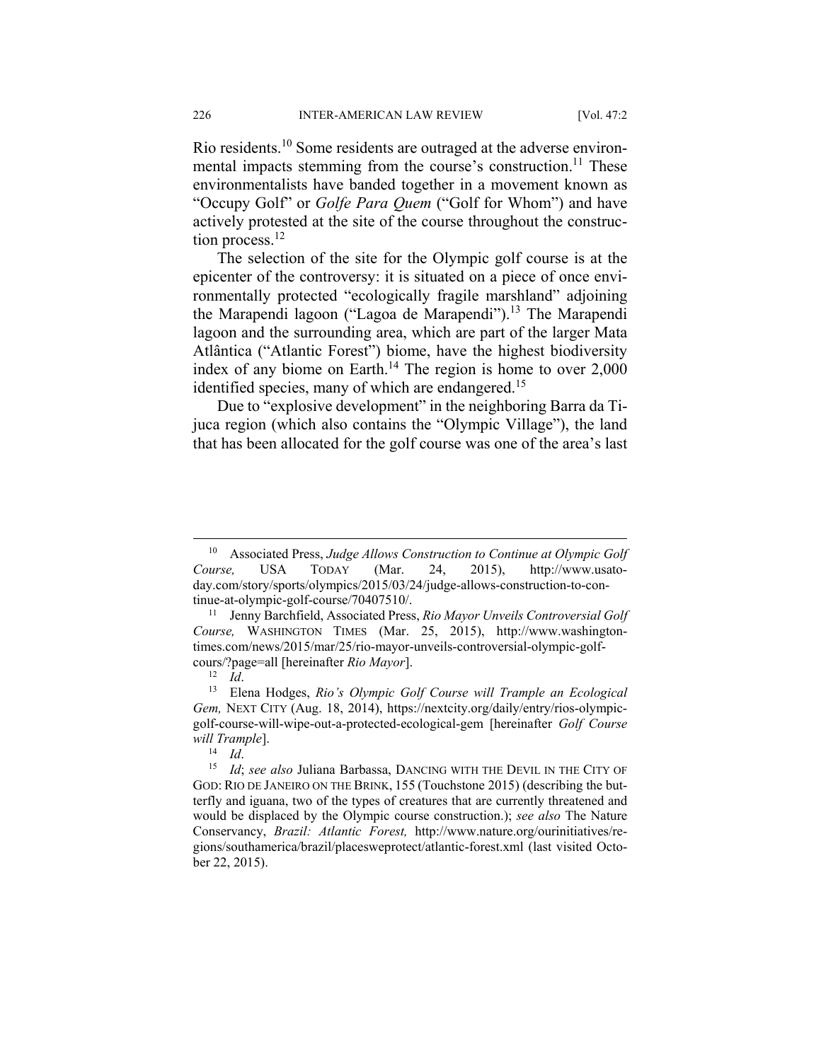Rio residents.[10] Some residents are outraged at the adverse environmental impacts stemming from the course's construction.[11] These environmentalists have banded together in a movement known as "Occupy Golf" or *Golfe Para Quem* ("Golf for Whom") and have actively protested at the site of the course throughout the construction process.[12]

The selection of the site for the Olympic golf course is at the epicenter of the controversy: it is situated on a piece of once environmentally protected "ecologically fragile marshland" adjoining the Marapendi lagoon ("Lagoa de Marapendi").[13] The Marapendi lagoon and the surrounding area, which are part of the larger Mata Atlântica ("Atlantic Forest") biome, have the highest biodiversity index of any biome on Earth.[14] The region is home to over 2,000 identified species, many of which are endangered.[15]

Due to "explosive development" in the neighboring Barra da Tijuca region (which also contains the "Olympic Village"), the land that has been allocated for the golf course was one of the area's last

---

[10] Associated Press, *Judge Allows Construction to Continue at Olympic Golf Course,* USA TODAY (Mar. 24, 2015), http://www.usatoday.com/story/sports/olympics/2015/03/24/judge-allows-construction-to-continue-at-olympic-golf-course/70407510/.

[11] Jenny Barchfield, Associated Press, *Rio Mayor Unveils Controversial Golf Course,* WASHINGTON TIMES (Mar. 25, 2015), http://www.washingtontimes.com/news/2015/mar/25/rio-mayor-unveils-controversial-olympic-golf-cours/?page=all [hereinafter *Rio Mayor*].

[12] *Id*.

[13] Elena Hodges, *Rio's Olympic Golf Course will Trample an Ecological Gem,* NEXT CITY (Aug. 18, 2014), https://nextcity.org/daily/entry/rios-olympic-golf-course-will-wipe-out-a-protected-ecological-gem [hereinafter *Golf Course will Trample*].

[14] *Id*.

[15] *Id*; *see also* Juliana Barbassa, DANCING WITH THE DEVIL IN THE CITY OF GOD: RIO DE JANEIRO ON THE BRINK, 155 (Touchstone 2015) (describing the butterfly and iguana, two of the types of creatures that are currently threatened and would be displaced by the Olympic course construction.); *see also* The Nature Conservancy, *Brazil: Atlantic Forest,* http://www.nature.org/ourinitiatives/regions/southamerica/brazil/placesweprotect/atlantic-forest.xml (last visited October 22, 2015).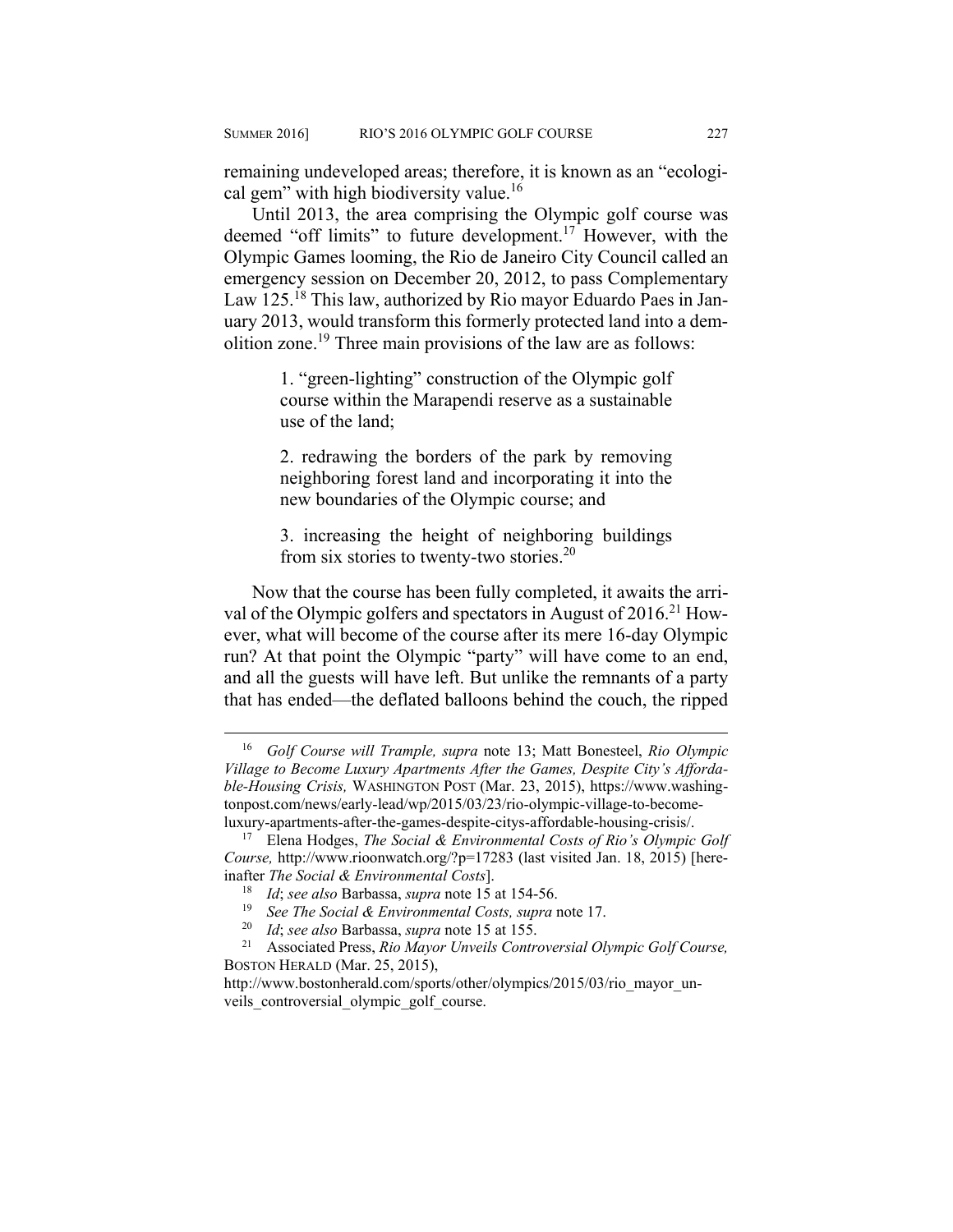remaining undeveloped areas; therefore, it is known as an "ecological gem" with high biodiversity value.[16]

Until 2013, the area comprising the Olympic golf course was deemed "off limits" to future development.[17] However, with the Olympic Games looming, the Rio de Janeiro City Council called an emergency session on December 20, 2012, to pass Complementary Law 125.[18] This law, authorized by Rio mayor Eduardo Paes in January 2013, would transform this formerly protected land into a demolition zone.[19] Three main provisions of the law are as follows:

> 1. "green-lighting" construction of the Olympic golf course within the Marapendi reserve as a sustainable use of the land;
>
> 2. redrawing the borders of the park by removing neighboring forest land and incorporating it into the new boundaries of the Olympic course; and
>
> 3. increasing the height of neighboring buildings from six stories to twenty-two stories.[20]

Now that the course has been fully completed, it awaits the arrival of the Olympic golfers and spectators in August of 2016.[21] However, what will become of the course after its mere 16-day Olympic run? At that point the Olympic "party" will have come to an end, and all the guests will have left. But unlike the remnants of a party that has ended—the deflated balloons behind the couch, the ripped

---

[16] *Golf Course will Trample, supra* note 13; Matt Bonesteel, *Rio Olympic Village to Become Luxury Apartments After the Games, Despite City's Affordable-Housing Crisis,* WASHINGTON POST (Mar. 23, 2015), https://www.washingtonpost.com/news/early-lead/wp/2015/03/23/rio-olympic-village-to-become-luxury-apartments-after-the-games-despite-citys-affordable-housing-crisis/.

[17] Elena Hodges, *The Social & Environmental Costs of Rio's Olympic Golf Course,* http://www.rioonwatch.org/?p=17283 (last visited Jan. 18, 2015) [hereinafter *The Social & Environmental Costs*].

[18] *Id*; *see also* Barbassa, *supra* note 15 at 154-56.

[19] *See The Social & Environmental Costs, supra* note 17.

[20] *Id*; *see also* Barbassa, *supra* note 15 at 155.

[21] Associated Press, *Rio Mayor Unveils Controversial Olympic Golf Course,* BOSTON HERALD (Mar. 25, 2015), http://www.bostonherald.com/sports/other/olympics/2015/03/rio_mayor_unveils_controversial_olympic_golf_course.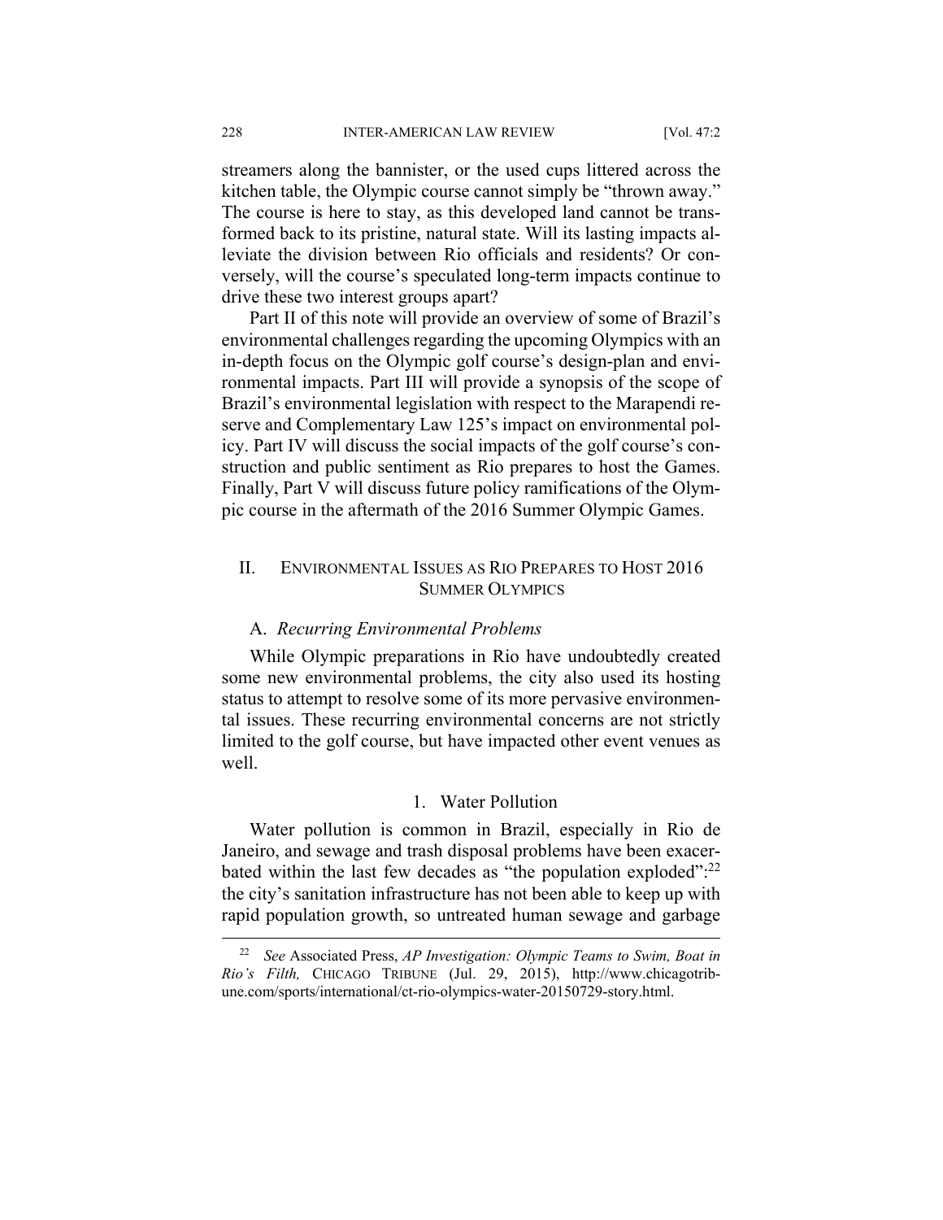streamers along the bannister, or the used cups littered across the kitchen table, the Olympic course cannot simply be "thrown away." The course is here to stay, as this developed land cannot be transformed back to its pristine, natural state. Will its lasting impacts alleviate the division between Rio officials and residents? Or conversely, will the course's speculated long-term impacts continue to drive these two interest groups apart?

Part II of this note will provide an overview of some of Brazil's environmental challenges regarding the upcoming Olympics with an in-depth focus on the Olympic golf course's design-plan and environmental impacts. Part III will provide a synopsis of the scope of Brazil's environmental legislation with respect to the Marapendi reserve and Complementary Law 125's impact on environmental policy. Part IV will discuss the social impacts of the golf course's construction and public sentiment as Rio prepares to host the Games. Finally, Part V will discuss future policy ramifications of the Olympic course in the aftermath of the 2016 Summer Olympic Games.

## II. ENVIRONMENTAL ISSUES AS RIO PREPARES TO HOST 2016 SUMMER OLYMPICS

### A. *Recurring Environmental Problems*

While Olympic preparations in Rio have undoubtedly created some new environmental problems, the city also used its hosting status to attempt to resolve some of its more pervasive environmental issues. These recurring environmental concerns are not strictly limited to the golf course, but have impacted other event venues as well.

#### 1. Water Pollution

Water pollution is common in Brazil, especially in Rio de Janeiro, and sewage and trash disposal problems have been exacerbated within the last few decades as "the population exploded":[22] the city's sanitation infrastructure has not been able to keep up with rapid population growth, so untreated human sewage and garbage

---

[22] *See* Associated Press, *AP Investigation: Olympic Teams to Swim, Boat in Rio's Filth,* CHICAGO TRIBUNE (Jul. 29, 2015), http://www.chicagotribune.com/sports/international/ct-rio-olympics-water-20150729-story.html.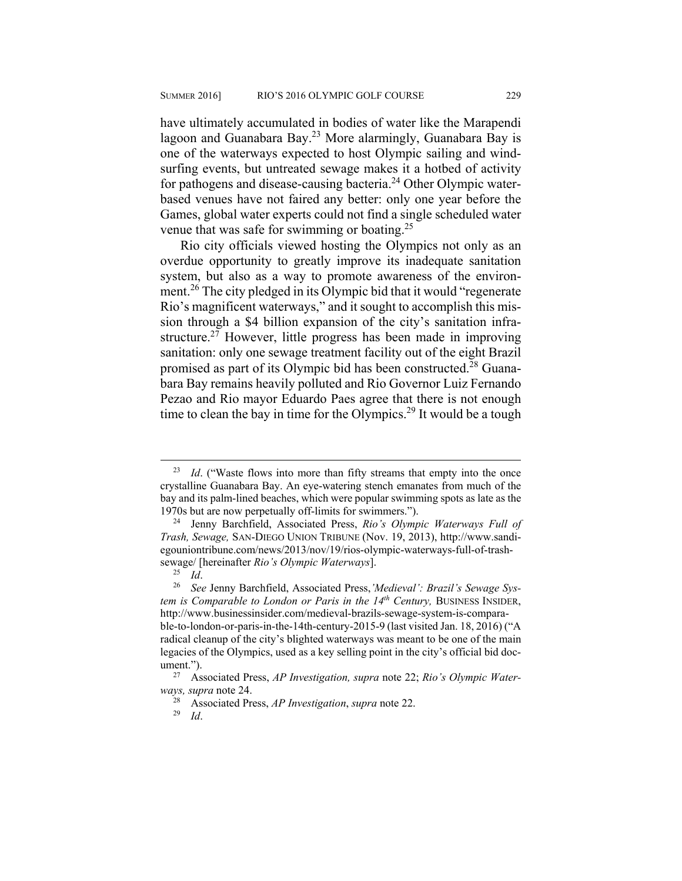have ultimately accumulated in bodies of water like the Marapendi lagoon and Guanabara Bay.[23] More alarmingly, Guanabara Bay is one of the waterways expected to host Olympic sailing and windsurfing events, but untreated sewage makes it a hotbed of activity for pathogens and disease-causing bacteria.[24] Other Olympic water-based venues have not faired any better: only one year before the Games, global water experts could not find a single scheduled water venue that was safe for swimming or boating.[25]

Rio city officials viewed hosting the Olympics not only as an overdue opportunity to greatly improve its inadequate sanitation system, but also as a way to promote awareness of the environment.[26] The city pledged in its Olympic bid that it would "regenerate Rio's magnificent waterways," and it sought to accomplish this mission through a $4 billion expansion of the city's sanitation infrastructure.[27] However, little progress has been made in improving sanitation: only one sewage treatment facility out of the eight Brazil promised as part of its Olympic bid has been constructed.[28] Guanabara Bay remains heavily polluted and Rio Governor Luiz Fernando Pezao and Rio mayor Eduardo Paes agree that there is not enough time to clean the bay in time for the Olympics.[29] It would be a tough

---

[23] *Id*. ("Waste flows into more than fifty streams that empty into the once crystalline Guanabara Bay. An eye-watering stench emanates from much of the bay and its palm-lined beaches, which were popular swimming spots as late as the 1970s but are now perpetually off-limits for swimmers.").

[24] Jenny Barchfield, Associated Press, *Rio's Olympic Waterways Full of Trash, Sewage,* SAN-DIEGO UNION TRIBUNE (Nov. 19, 2013), http://www.sandiegouniontribune.com/news/2013/nov/19/rios-olympic-waterways-full-of-trash-sewage/ [hereinafter *Rio's Olympic Waterways*].

[25] *Id*.

[26] *See* Jenny Barchfield, Associated Press, *'Medieval': Brazil's Sewage System is Comparable to London or Paris in the 14th Century,* BUSINESS INSIDER, http://www.businessinsider.com/medieval-brazils-sewage-system-is-comparable-to-london-or-paris-in-the-14th-century-2015-9 (last visited Jan. 18, 2016) ("A radical cleanup of the city's blighted waterways was meant to be one of the main legacies of the Olympics, used as a key selling point in the city's official bid document.").

[27] Associated Press, *AP Investigation, supra* note 22; *Rio's Olympic Waterways, supra* note 24.

[28] Associated Press, *AP Investigation*, *supra* note 22.

[29] *Id*.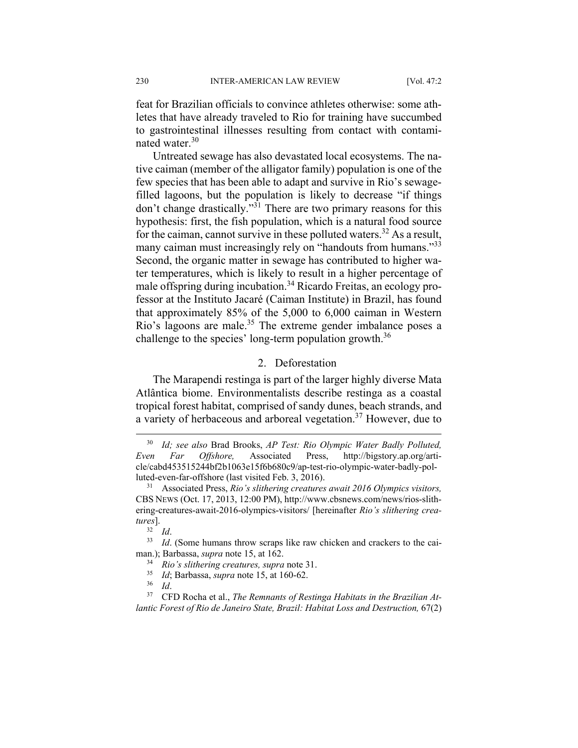feat for Brazilian officials to convince athletes otherwise: some athletes that have already traveled to Rio for training have succumbed to gastrointestinal illnesses resulting from contact with contaminated water.[30]

Untreated sewage has also devastated local ecosystems. The native caiman (member of the alligator family) population is one of the few species that has been able to adapt and survive in Rio's sewage-filled lagoons, but the population is likely to decrease "if things don't change drastically."[31] There are two primary reasons for this hypothesis: first, the fish population, which is a natural food source for the caiman, cannot survive in these polluted waters.[32] As a result, many caiman must increasingly rely on "handouts from humans."[33] Second, the organic matter in sewage has contributed to higher water temperatures, which is likely to result in a higher percentage of male offspring during incubation.[34] Ricardo Freitas, an ecology professor at the Instituto Jacaré (Caiman Institute) in Brazil, has found that approximately 85% of the 5,000 to 6,000 caiman in Western Rio's lagoons are male.[35] The extreme gender imbalance poses a challenge to the species' long-term population growth.[36]

### 2. Deforestation

The Marapendi restinga is part of the larger highly diverse Mata Atlântica biome. Environmentalists describe restinga as a coastal tropical forest habitat, comprised of sandy dunes, beach strands, and a variety of herbaceous and arboreal vegetation.[37] However, due to

---

[30] *Id; see also* Brad Brooks, *AP Test: Rio Olympic Water Badly Polluted, Even Far Offshore,* Associated Press, http://bigstory.ap.org/article/cabd453515244bf2b1063e15f6b680c9/ap-test-rio-olympic-water-badly-polluted-even-far-offshore (last visited Feb. 3, 2016).

[31] Associated Press, *Rio's slithering creatures await 2016 Olympics visitors,* CBS NEWS (Oct. 17, 2013, 12:00 PM), http://www.cbsnews.com/news/rios-slithering-creatures-await-2016-olympics-visitors/ [hereinafter *Rio's slithering creatures*].

[32] *Id*.

[33] *Id*. (Some humans throw scraps like raw chicken and crackers to the caiman.); Barbassa, *supra* note 15, at 162.

[34] *Rio's slithering creatures, supra* note 31.

[35] *Id*; Barbassa, *supra* note 15, at 160-62.

[36] *Id*.

[37] CFD Rocha et al., *The Remnants of Restinga Habitats in the Brazilian Atlantic Forest of Rio de Janeiro State, Brazil: Habitat Loss and Destruction,* 67(2)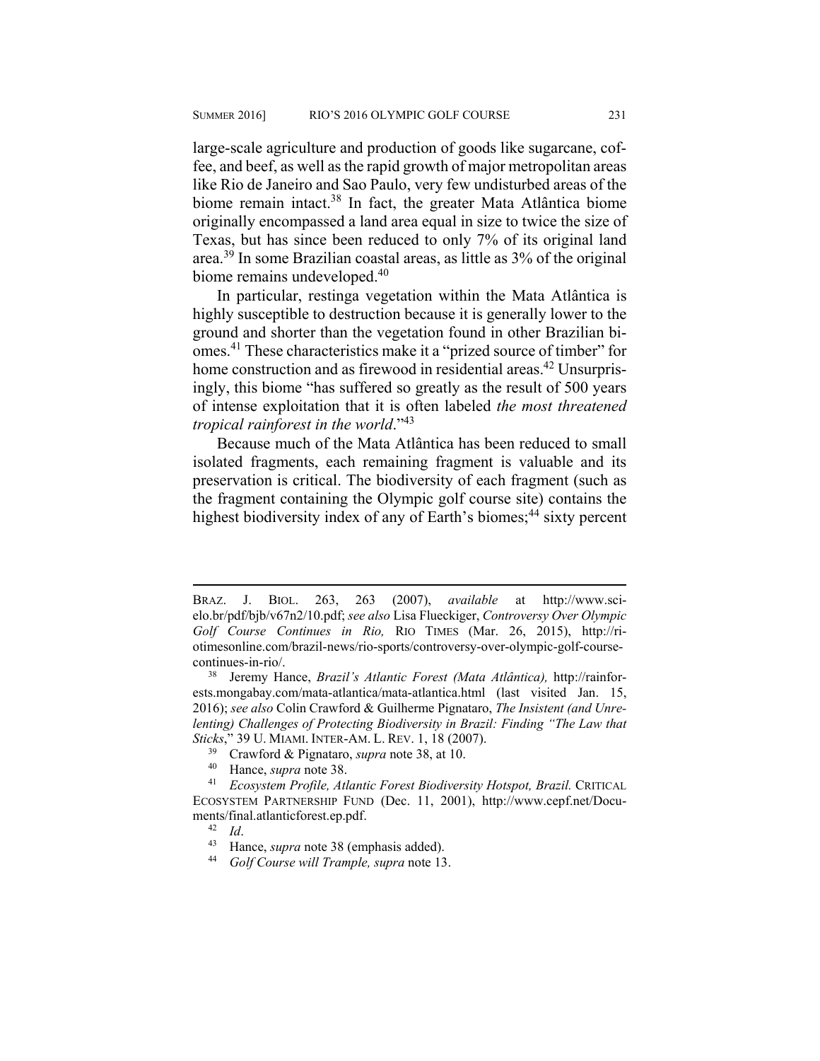large-scale agriculture and production of goods like sugarcane, coffee, and beef, as well as the rapid growth of major metropolitan areas like Rio de Janeiro and Sao Paulo, very few undisturbed areas of the biome remain intact.[38] In fact, the greater Mata Atlântica biome originally encompassed a land area equal in size to twice the size of Texas, but has since been reduced to only 7% of its original land area.[39] In some Brazilian coastal areas, as little as 3% of the original biome remains undeveloped.[40]

In particular, restinga vegetation within the Mata Atlântica is highly susceptible to destruction because it is generally lower to the ground and shorter than the vegetation found in other Brazilian biomes.[41] These characteristics make it a "prized source of timber" for home construction and as firewood in residential areas.[42] Unsurprisingly, this biome "has suffered so greatly as the result of 500 years of intense exploitation that it is often labeled *the most threatened tropical rainforest in the world*."[43]

Because much of the Mata Atlântica has been reduced to small isolated fragments, each remaining fragment is valuable and its preservation is critical. The biodiversity of each fragment (such as the fragment containing the Olympic golf course site) contains the highest biodiversity index of any of Earth's biomes;[44] sixty percent

---

BRAZ. J. BIOL. 263, 263 (2007), *available* at http://www.scielo.br/pdf/bjb/v67n2/10.pdf; *see also* Lisa Flueckiger, *Controversy Over Olympic Golf Course Continues in Rio,* RIO TIMES (Mar. 26, 2015), http://riotimesonline.com/brazil-news/rio-sports/controversy-over-olympic-golf-course-continues-in-rio/.

[38] Jeremy Hance, *Brazil's Atlantic Forest (Mata Atlântica),* http://rainforests.mongabay.com/mata-atlantica/mata-atlantica.html (last visited Jan. 15, 2016); *see also* Colin Crawford & Guilherme Pignataro, *The Insistent (and Unrelenting) Challenges of Protecting Biodiversity in Brazil: Finding "The Law that Sticks*," 39 U. MIAMI. INTER-AM. L. REV. 1, 18 (2007).

[39] Crawford & Pignataro, *supra* note 38, at 10.

[40] Hance, *supra* note 38.

[41] *Ecosystem Profile, Atlantic Forest Biodiversity Hotspot, Brazil.* CRITICAL ECOSYSTEM PARTNERSHIP FUND (Dec. 11, 2001), http://www.cepf.net/Documents/final.atlanticforest.ep.pdf.

[42] *Id*.

[43] Hance, *supra* note 38 (emphasis added).

[44] *Golf Course will Trample, supra* note 13.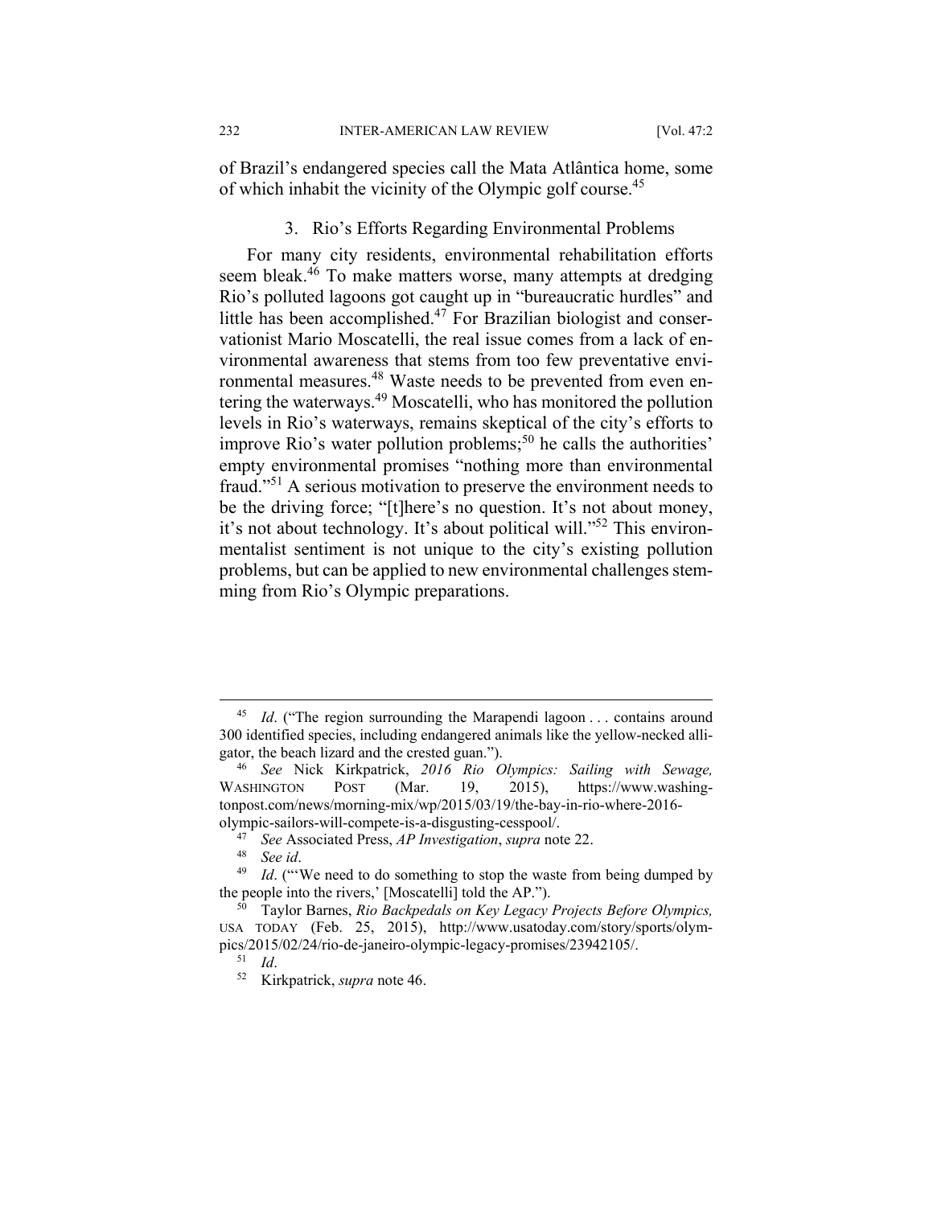of Brazil's endangered species call the Mata Atlântica home, some of which inhabit the vicinity of the Olympic golf course.[45]

### 3. Rio's Efforts Regarding Environmental Problems

For many city residents, environmental rehabilitation efforts seem bleak.[46] To make matters worse, many attempts at dredging Rio's polluted lagoons got caught up in "bureaucratic hurdles" and little has been accomplished.[47] For Brazilian biologist and conservationist Mario Moscatelli, the real issue comes from a lack of environmental awareness that stems from too few preventative environmental measures.[48] Waste needs to be prevented from even entering the waterways.[49] Moscatelli, who has monitored the pollution levels in Rio's waterways, remains skeptical of the city's efforts to improve Rio's water pollution problems;[50] he calls the authorities' empty environmental promises "nothing more than environmental fraud."[51] A serious motivation to preserve the environment needs to be the driving force; "[t]here's no question. It's not about money, it's not about technology. It's about political will."[52] This environmentalist sentiment is not unique to the city's existing pollution problems, but can be applied to new environmental challenges stemming from Rio's Olympic preparations.

---

[45] *Id*. ("The region surrounding the Marapendi lagoon . . . contains around 300 identified species, including endangered animals like the yellow-necked alligator, the beach lizard and the crested guan.").

[46] *See* Nick Kirkpatrick, *2016 Rio Olympics: Sailing with Sewage,* WASHINGTON POST (Mar. 19, 2015), https://www.washingtonpost.com/news/morning-mix/wp/2015/03/19/the-bay-in-rio-where-2016-olympic-sailors-will-compete-is-a-disgusting-cesspool/.

[47] *See* Associated Press, *AP Investigation*, *supra* note 22.

[48] *See id*.

[49] *Id*. ("'We need to do something to stop the waste from being dumped by the people into the rivers,' [Moscatelli] told the AP.").

[50] Taylor Barnes, *Rio Backpedals on Key Legacy Projects Before Olympics,* USA TODAY (Feb. 25, 2015), http://www.usatoday.com/story/sports/olympics/2015/02/24/rio-de-janeiro-olympic-legacy-promises/23942105/.

[51] *Id*.

[52] Kirkpatrick, *supra* note 46.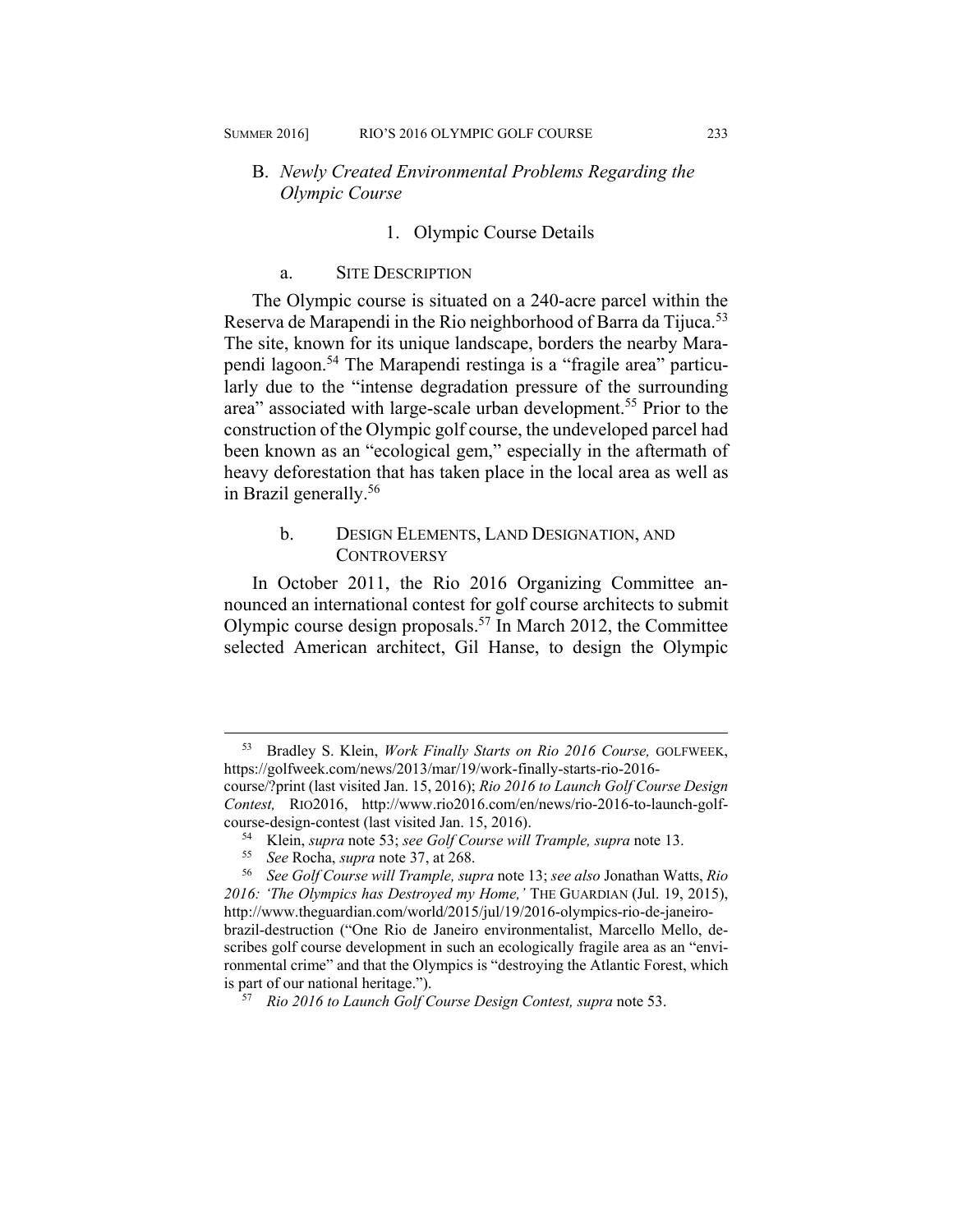## B. *Newly Created Environmental Problems Regarding the Olympic Course*

### 1. Olympic Course Details

#### a. Site Description

The Olympic course is situated on a 240-acre parcel within the Reserva de Marapendi in the Rio neighborhood of Barra da Tijuca.[53] The site, known for its unique landscape, borders the nearby Marapendi lagoon.[54] The Marapendi restinga is a "fragile area" particularly due to the "intense degradation pressure of the surrounding area" associated with large-scale urban development.[55] Prior to the construction of the Olympic golf course, the undeveloped parcel had been known as an "ecological gem," especially in the aftermath of heavy deforestation that has taken place in the local area as well as in Brazil generally.[56]

#### b. Design Elements, Land Designation, and Controversy

In October 2011, the Rio 2016 Organizing Committee announced an international contest for golf course architects to submit Olympic course design proposals.[57] In March 2012, the Committee selected American architect, Gil Hanse, to design the Olympic

---

[53] Bradley S. Klein, *Work Finally Starts on Rio 2016 Course,* GOLFWEEK, https://golfweek.com/news/2013/mar/19/work-finally-starts-rio-2016-course/?print (last visited Jan. 15, 2016); *Rio 2016 to Launch Golf Course Design Contest,* RIO2016, http://www.rio2016.com/en/news/rio-2016-to-launch-golf-course-design-contest (last visited Jan. 15, 2016).

[54] Klein, *supra* note 53; *see Golf Course will Trample, supra* note 13.

[55] *See* Rocha, *supra* note 37, at 268.

[56] *See Golf Course will Trample, supra* note 13; *see also* Jonathan Watts, *Rio 2016: 'The Olympics has Destroyed my Home,'* THE GUARDIAN (Jul. 19, 2015), http://www.theguardian.com/world/2015/jul/19/2016-olympics-rio-de-janeiro-brazil-destruction ("One Rio de Janeiro environmentalist, Marcello Mello, describes golf course development in such an ecologically fragile area as an "environmental crime" and that the Olympics is "destroying the Atlantic Forest, which is part of our national heritage.").

[57] *Rio 2016 to Launch Golf Course Design Contest, supra* note 53.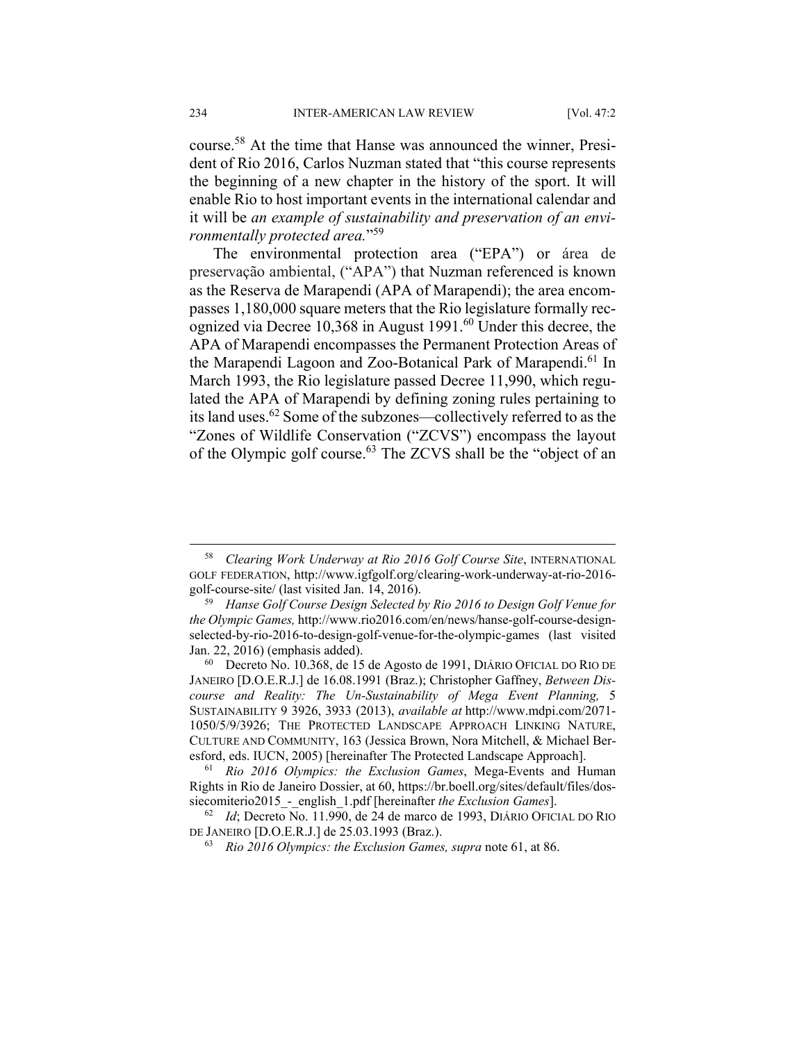course.[58] At the time that Hanse was announced the winner, President of Rio 2016, Carlos Nuzman stated that "this course represents the beginning of a new chapter in the history of the sport. It will enable Rio to host important events in the international calendar and it will be *an example of sustainability and preservation of an environmentally protected area.*"[59]

The environmental protection area ("EPA") or área de preservação ambiental, ("APA") that Nuzman referenced is known as the Reserva de Marapendi (APA of Marapendi); the area encompasses 1,180,000 square meters that the Rio legislature formally recognized via Decree 10,368 in August 1991.[60] Under this decree, the APA of Marapendi encompasses the Permanent Protection Areas of the Marapendi Lagoon and Zoo-Botanical Park of Marapendi.[61] In March 1993, the Rio legislature passed Decree 11,990, which regulated the APA of Marapendi by defining zoning rules pertaining to its land uses.[62] Some of the subzones—collectively referred to as the "Zones of Wildlife Conservation ("ZCVS") encompass the layout of the Olympic golf course.[63] The ZCVS shall be the "object of an

---

[58] *Clearing Work Underway at Rio 2016 Golf Course Site*, INTERNATIONAL GOLF FEDERATION, http://www.igfgolf.org/clearing-work-underway-at-rio-2016-golf-course-site/ (last visited Jan. 14, 2016).

[59] *Hanse Golf Course Design Selected by Rio 2016 to Design Golf Venue for the Olympic Games,* http://www.rio2016.com/en/news/hanse-golf-course-design-selected-by-rio-2016-to-design-golf-venue-for-the-olympic-games (last visited Jan. 22, 2016) (emphasis added).

[60] Decreto No. 10.368, de 15 de Agosto de 1991, DIÁRIO OFICIAL DO RIO DE JANEIRO [D.O.E.R.J.] de 16.08.1991 (Braz.); Christopher Gaffney, *Between Discourse and Reality: The Un-Sustainability of Mega Event Planning,* 5 SUSTAINABILITY 9 3926, 3933 (2013), *available at* http://www.mdpi.com/2071-1050/5/9/3926; THE PROTECTED LANDSCAPE APPROACH LINKING NATURE, CULTURE AND COMMUNITY, 163 (Jessica Brown, Nora Mitchell, & Michael Beresford, eds. IUCN, 2005) [hereinafter The Protected Landscape Approach].

[61] *Rio 2016 Olympics: the Exclusion Games*, Mega-Events and Human Rights in Rio de Janeiro Dossier, at 60, https://br.boell.org/sites/default/files/dossiecomiterio2015_-_english_1.pdf [hereinafter *the Exclusion Games*].

[62] *Id*; Decreto No. 11.990, de 24 de marco de 1993, DIÁRIO OFICIAL DO RIO DE JANEIRO [D.O.E.R.J.] de 25.03.1993 (Braz.).

[63] *Rio 2016 Olympics: the Exclusion Games, supra* note 61, at 86.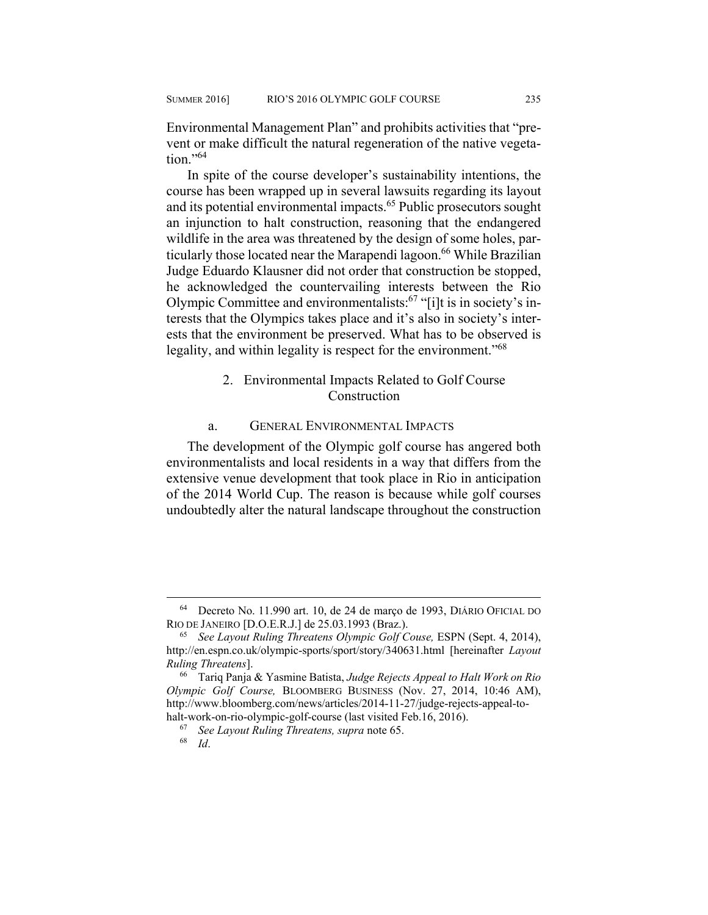Environmental Management Plan" and prohibits activities that "prevent or make difficult the natural regeneration of the native vegetation."[64]

In spite of the course developer's sustainability intentions, the course has been wrapped up in several lawsuits regarding its layout and its potential environmental impacts.[65] Public prosecutors sought an injunction to halt construction, reasoning that the endangered wildlife in the area was threatened by the design of some holes, particularly those located near the Marapendi lagoon.[66] While Brazilian Judge Eduardo Klausner did not order that construction be stopped, he acknowledged the countervailing interests between the Rio Olympic Committee and environmentalists:[67] "[i]t is in society's interests that the Olympics takes place and it's also in society's interests that the environment be preserved. What has to be observed is legality, and within legality is respect for the environment."[68]

### 2. Environmental Impacts Related to Golf Course Construction

#### a. General Environmental Impacts

The development of the Olympic golf course has angered both environmentalists and local residents in a way that differs from the extensive venue development that took place in Rio in anticipation of the 2014 World Cup. The reason is because while golf courses undoubtedly alter the natural landscape throughout the construction

---

[64] Decreto No. 11.990 art. 10, de 24 de março de 1993, DIÁRIO OFICIAL DO RIO DE JANEIRO [D.O.E.R.J.] de 25.03.1993 (Braz.).

[65] *See Layout Ruling Threatens Olympic Golf Couse,* ESPN (Sept. 4, 2014), http://en.espn.co.uk/olympic-sports/sport/story/340631.html [hereinafter *Layout Ruling Threatens*].

[66] Tariq Panja & Yasmine Batista, *Judge Rejects Appeal to Halt Work on Rio Olympic Golf Course,* BLOOMBERG BUSINESS (Nov. 27, 2014, 10:46 AM), http://www.bloomberg.com/news/articles/2014-11-27/judge-rejects-appeal-to-halt-work-on-rio-olympic-golf-course (last visited Feb.16, 2016).

[67] *See Layout Ruling Threatens, supra* note 65.

[68] *Id*.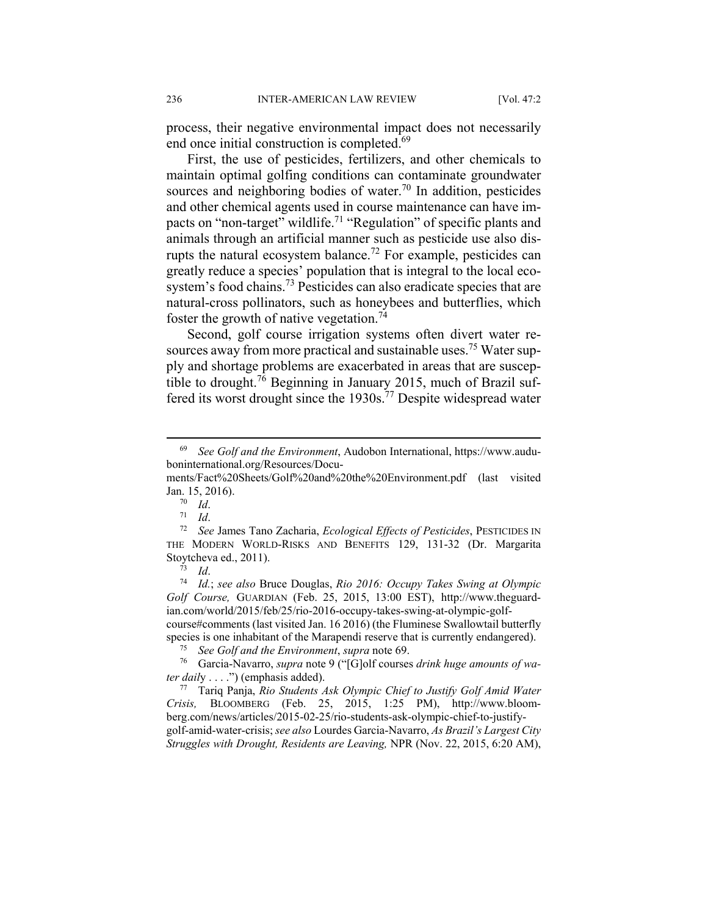process, their negative environmental impact does not necessarily end once initial construction is completed.[69]

First, the use of pesticides, fertilizers, and other chemicals to maintain optimal golfing conditions can contaminate groundwater sources and neighboring bodies of water.[70] In addition, pesticides and other chemical agents used in course maintenance can have impacts on "non-target" wildlife.[71] "Regulation" of specific plants and animals through an artificial manner such as pesticide use also disrupts the natural ecosystem balance.[72] For example, pesticides can greatly reduce a species' population that is integral to the local ecosystem's food chains.[73] Pesticides can also eradicate species that are natural-cross pollinators, such as honeybees and butterflies, which foster the growth of native vegetation.[74]

Second, golf course irrigation systems often divert water resources away from more practical and sustainable uses.[75] Water supply and shortage problems are exacerbated in areas that are susceptible to drought.[76] Beginning in January 2015, much of Brazil suffered its worst drought since the 1930s.[77] Despite widespread water

---

[69] *See Golf and the Environment*, Audobon International, https://www.auduboninternational.org/Resources/Documents/Fact%20Sheets/Golf%20and%20the%20Environment.pdf (last visited Jan. 15, 2016).

[70] *Id*.

[71] *Id*.

[72] *See* James Tano Zacharia, *Ecological Effects of Pesticides*, PESTICIDES IN THE MODERN WORLD-RISKS AND BENEFITS 129, 131-32 (Dr. Margarita Stoytcheva ed., 2011).

[73] *Id*.

[74] *Id.*; *see also* Bruce Douglas, *Rio 2016: Occupy Takes Swing at Olympic Golf Course,* GUARDIAN (Feb. 25, 2015, 13:00 EST), http://www.theguardian.com/world/2015/feb/25/rio-2016-occupy-takes-swing-at-olympic-golf-course#comments (last visited Jan. 16 2016) (the Fluminese Swallowtail butterfly species is one inhabitant of the Marapendi reserve that is currently endangered).

[75] *See Golf and the Environment*, *supra* note 69.

[76] Garcia-Navarro, *supra* note 9 ("[G]olf courses *drink huge amounts of water daily* . . . .") (emphasis added).

[77] Tariq Panja, *Rio Students Ask Olympic Chief to Justify Golf Amid Water Crisis,* BLOOMBERG (Feb. 25, 2015, 1:25 PM), http://www.bloomberg.com/news/articles/2015-02-25/rio-students-ask-olympic-chief-to-justify-golf-amid-water-crisis; *see also* Lourdes Garcia-Navarro, *As Brazil's Largest City Struggles with Drought, Residents are Leaving,* NPR (Nov. 22, 2015, 6:20 AM),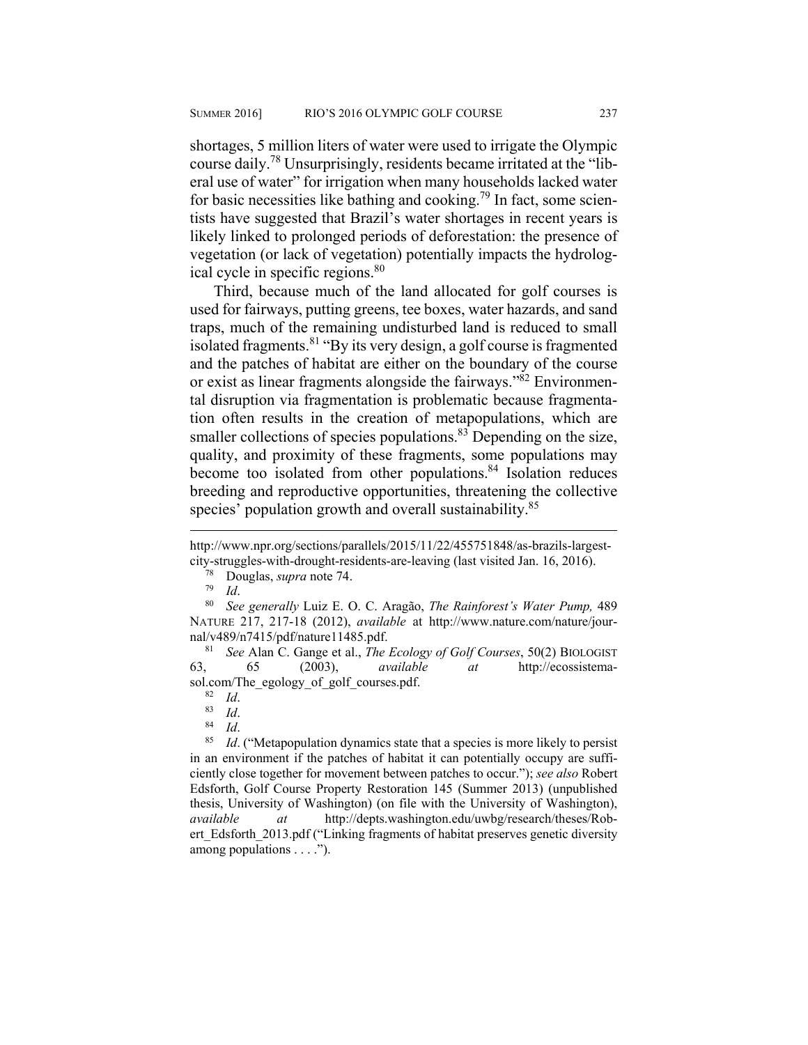shortages, 5 million liters of water were used to irrigate the Olympic course daily.[78] Unsurprisingly, residents became irritated at the "liberal use of water" for irrigation when many households lacked water for basic necessities like bathing and cooking.[79] In fact, some scientists have suggested that Brazil's water shortages in recent years is likely linked to prolonged periods of deforestation: the presence of vegetation (or lack of vegetation) potentially impacts the hydrological cycle in specific regions.[80]

Third, because much of the land allocated for golf courses is used for fairways, putting greens, tee boxes, water hazards, and sand traps, much of the remaining undisturbed land is reduced to small isolated fragments.[81] "By its very design, a golf course is fragmented and the patches of habitat are either on the boundary of the course or exist as linear fragments alongside the fairways."[82] Environmental disruption via fragmentation is problematic because fragmentation often results in the creation of metapopulations, which are smaller collections of species populations.[83] Depending on the size, quality, and proximity of these fragments, some populations may become too isolated from other populations.[84] Isolation reduces breeding and reproductive opportunities, threatening the collective species' population growth and overall sustainability.[85]

---

http://www.npr.org/sections/parallels/2015/11/22/455751848/as-brazils-largest-city-struggles-with-drought-residents-are-leaving (last visited Jan. 16, 2016).

[78] Douglas, *supra* note 74.

[79] *Id*.

[80] *See generally* Luiz E. O. C. Aragão, *The Rainforest's Water Pump,* 489 NATURE 217, 217-18 (2012), *available* at http://www.nature.com/nature/journal/v489/n7415/pdf/nature11485.pdf.

[81] *See* Alan C. Gange et al., *The Ecology of Golf Courses*, 50(2) BIOLOGIST 63, 65 (2003), *available at* http://ecossistemasol.com/The_egology_of_golf_courses.pdf.

[82] *Id*.

[83] *Id*.

[84] *Id*.

[85] *Id*. ("Metapopulation dynamics state that a species is more likely to persist in an environment if the patches of habitat it can potentially occupy are sufficiently close together for movement between patches to occur."); *see also* Robert Edsforth, Golf Course Property Restoration 145 (Summer 2013) (unpublished thesis, University of Washington) (on file with the University of Washington), *available at* http://depts.washington.edu/uwbg/research/theses/Robert_Edsforth_2013.pdf ("Linking fragments of habitat preserves genetic diversity among populations . . . .").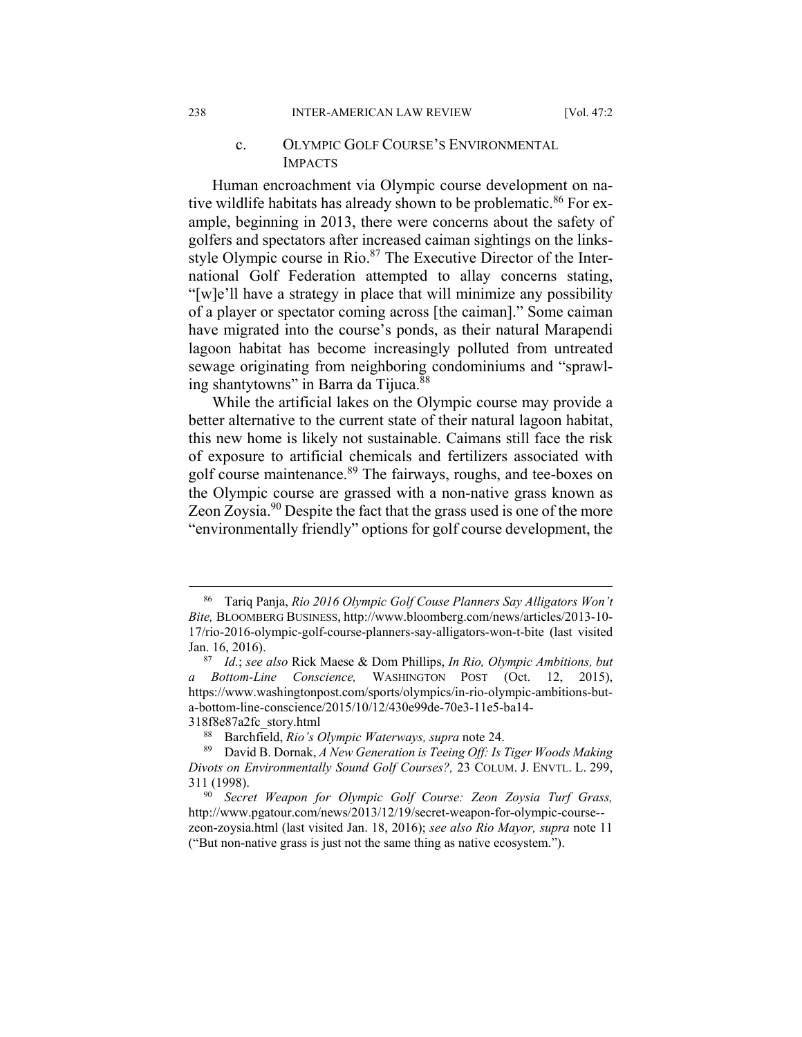### c. OLYMPIC GOLF COURSE'S ENVIRONMENTAL IMPACTS

Human encroachment via Olympic course development on native wildlife habitats has already shown to be problematic.[86] For example, beginning in 2013, there were concerns about the safety of golfers and spectators after increased caiman sightings on the links-style Olympic course in Rio.[87] The Executive Director of the International Golf Federation attempted to allay concerns stating, "[w]e'll have a strategy in place that will minimize any possibility of a player or spectator coming across [the caiman]." Some caiman have migrated into the course's ponds, as their natural Marapendi lagoon habitat has become increasingly polluted from untreated sewage originating from neighboring condominiums and "sprawling shantytowns" in Barra da Tijuca.[88]

While the artificial lakes on the Olympic course may provide a better alternative to the current state of their natural lagoon habitat, this new home is likely not sustainable. Caimans still face the risk of exposure to artificial chemicals and fertilizers associated with golf course maintenance.[89] The fairways, roughs, and tee-boxes on the Olympic course are grassed with a non-native grass known as Zeon Zoysia.[90] Despite the fact that the grass used is one of the more "environmentally friendly" options for golf course development, the

---

[86] Tariq Panja, *Rio 2016 Olympic Golf Couse Planners Say Alligators Won't Bite,* BLOOMBERG BUSINESS, http://www.bloomberg.com/news/articles/2013-10-17/rio-2016-olympic-golf-course-planners-say-alligators-won-t-bite (last visited Jan. 16, 2016).

[87] *Id.*; *see also* Rick Maese & Dom Phillips, *In Rio, Olympic Ambitions, but a Bottom-Line Conscience,* WASHINGTON POST (Oct. 12, 2015), https://www.washingtonpost.com/sports/olympics/in-rio-olympic-ambitions-but-a-bottom-line-conscience/2015/10/12/430e99de-70e3-11e5-ba14-318f8e87a2fc_story.html

[88] Barchfield, *Rio's Olympic Waterways, supra* note 24.

[89] David B. Dornak, *A New Generation is Teeing Off: Is Tiger Woods Making Divots on Environmentally Sound Golf Courses?,* 23 COLUM. J. ENVTL. L. 299, 311 (1998).

[90] *Secret Weapon for Olympic Golf Course: Zeon Zoysia Turf Grass,* http://www.pgatour.com/news/2013/12/19/secret-weapon-for-olympic-course--zeon-zoysia.html (last visited Jan. 18, 2016); *see also Rio Mayor, supra* note 11 ("But non-native grass is just not the same thing as native ecosystem.").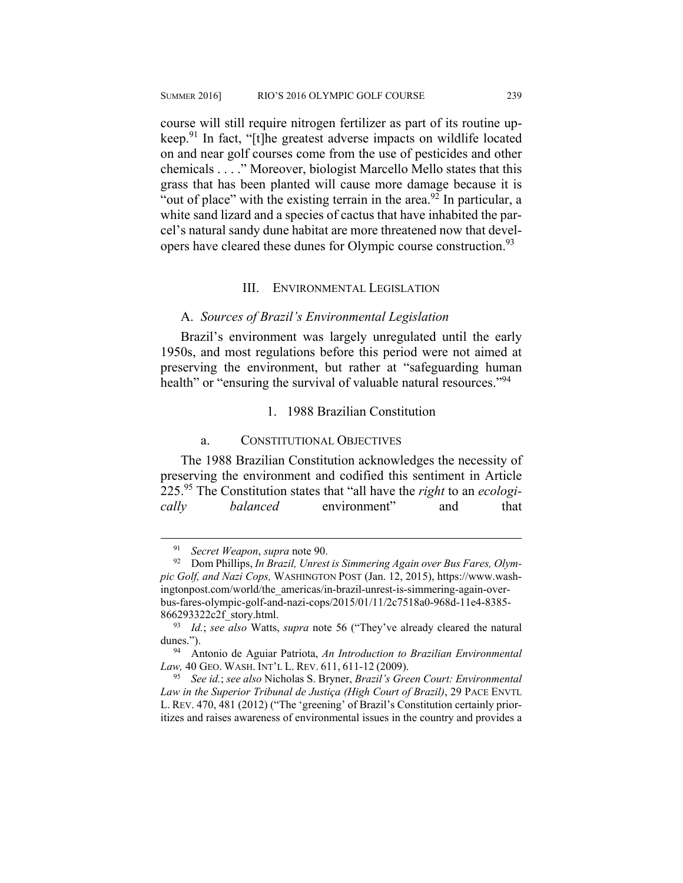course will still require nitrogen fertilizer as part of its routine upkeep.[91] In fact, "[t]he greatest adverse impacts on wildlife located on and near golf courses come from the use of pesticides and other chemicals . . . ." Moreover, biologist Marcello Mello states that this grass that has been planted will cause more damage because it is "out of place" with the existing terrain in the area.[92] In particular, a white sand lizard and a species of cactus that have inhabited the parcel's natural sandy dune habitat are more threatened now that developers have cleared these dunes for Olympic course construction.[93]

## III. ENVIRONMENTAL LEGISLATION

### A. *Sources of Brazil's Environmental Legislation*

Brazil's environment was largely unregulated until the early 1950s, and most regulations before this period were not aimed at preserving the environment, but rather at "safeguarding human health" or "ensuring the survival of valuable natural resources."[94]

#### 1. 1988 Brazilian Constitution

##### a. CONSTITUTIONAL OBJECTIVES

The 1988 Brazilian Constitution acknowledges the necessity of preserving the environment and codified this sentiment in Article 225.[95] The Constitution states that "all have the *right* to an *ecologically balanced* environment" and that

---

[91] *Secret Weapon*, *supra* note 90.

[92] Dom Phillips, *In Brazil, Unrest is Simmering Again over Bus Fares, Olympic Golf, and Nazi Cops,* WASHINGTON POST (Jan. 12, 2015), https://www.washingtonpost.com/world/the_americas/in-brazil-unrest-is-simmering-again-over-bus-fares-olympic-golf-and-nazi-cops/2015/01/11/2c7518a0-968d-11e4-8385-866293322c2f_story.html.

[93] *Id.*; *see also* Watts, *supra* note 56 ("They've already cleared the natural dunes.").

[94] Antonio de Aguiar Patriota, *An Introduction to Brazilian Environmental Law,* 40 GEO. WASH. INT'L L. REV. 611, 611-12 (2009).

[95] *See id.*; *see also* Nicholas S. Bryner, *Brazil's Green Court: Environmental Law in the Superior Tribunal de Justiça (High Court of Brazil)*, 29 PACE ENVTL L. REV. 470, 481 (2012) ("The 'greening' of Brazil's Constitution certainly prioritizes and raises awareness of environmental issues in the country and provides a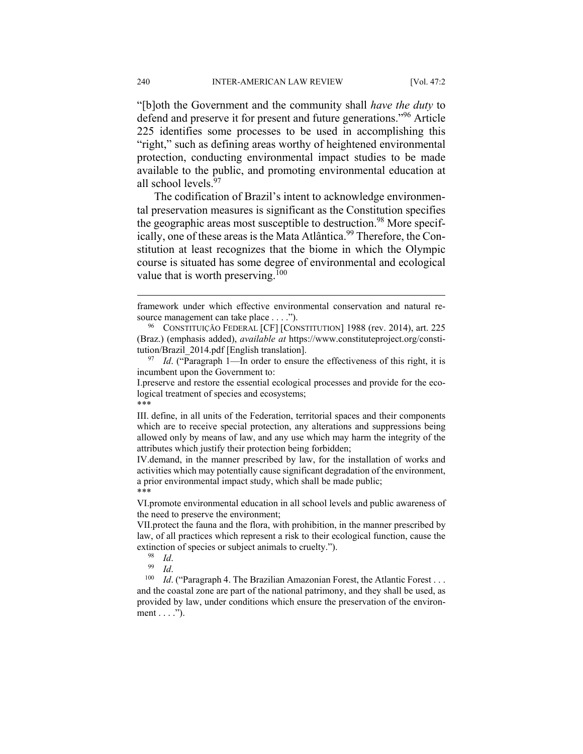"[b]oth the Government and the community shall *have the duty* to defend and preserve it for present and future generations."[96] Article 225 identifies some processes to be used in accomplishing this "right," such as defining areas worthy of heightened environmental protection, conducting environmental impact studies to be made available to the public, and promoting environmental education at all school levels.[97]

The codification of Brazil's intent to acknowledge environmental preservation measures is significant as the Constitution specifies the geographic areas most susceptible to destruction.[98] More specifically, one of these areas is the Mata Atlântica.[99] Therefore, the Constitution at least recognizes that the biome in which the Olympic course is situated has some degree of environmental and ecological value that is worth preserving.[100]

---

framework under which effective environmental conservation and natural resource management can take place . . . .").

[96] CONSTITUIÇÃO FEDERAL [CF] [CONSTITUTION] 1988 (rev. 2014), art. 225 (Braz.) (emphasis added), *available at* https://www.constituteproject.org/constitution/Brazil_2014.pdf [English translation].

[97] *Id*. ("Paragraph 1—In order to ensure the effectiveness of this right, it is incumbent upon the Government to:

I.preserve and restore the essential ecological processes and provide for the ecological treatment of species and ecosystems;

***

III. define, in all units of the Federation, territorial spaces and their components which are to receive special protection, any alterations and suppressions being allowed only by means of law, and any use which may harm the integrity of the attributes which justify their protection being forbidden;

IV.demand, in the manner prescribed by law, for the installation of works and activities which may potentially cause significant degradation of the environment, a prior environmental impact study, which shall be made public;

***

VI.promote environmental education in all school levels and public awareness of the need to preserve the environment;

VII.protect the fauna and the flora, with prohibition, in the manner prescribed by law, of all practices which represent a risk to their ecological function, cause the extinction of species or subject animals to cruelty.").

[98] *Id*.

[99] *Id*.

[100] *Id*. ("Paragraph 4. The Brazilian Amazonian Forest, the Atlantic Forest . . . and the coastal zone are part of the national patrimony, and they shall be used, as provided by law, under conditions which ensure the preservation of the environment . . . .").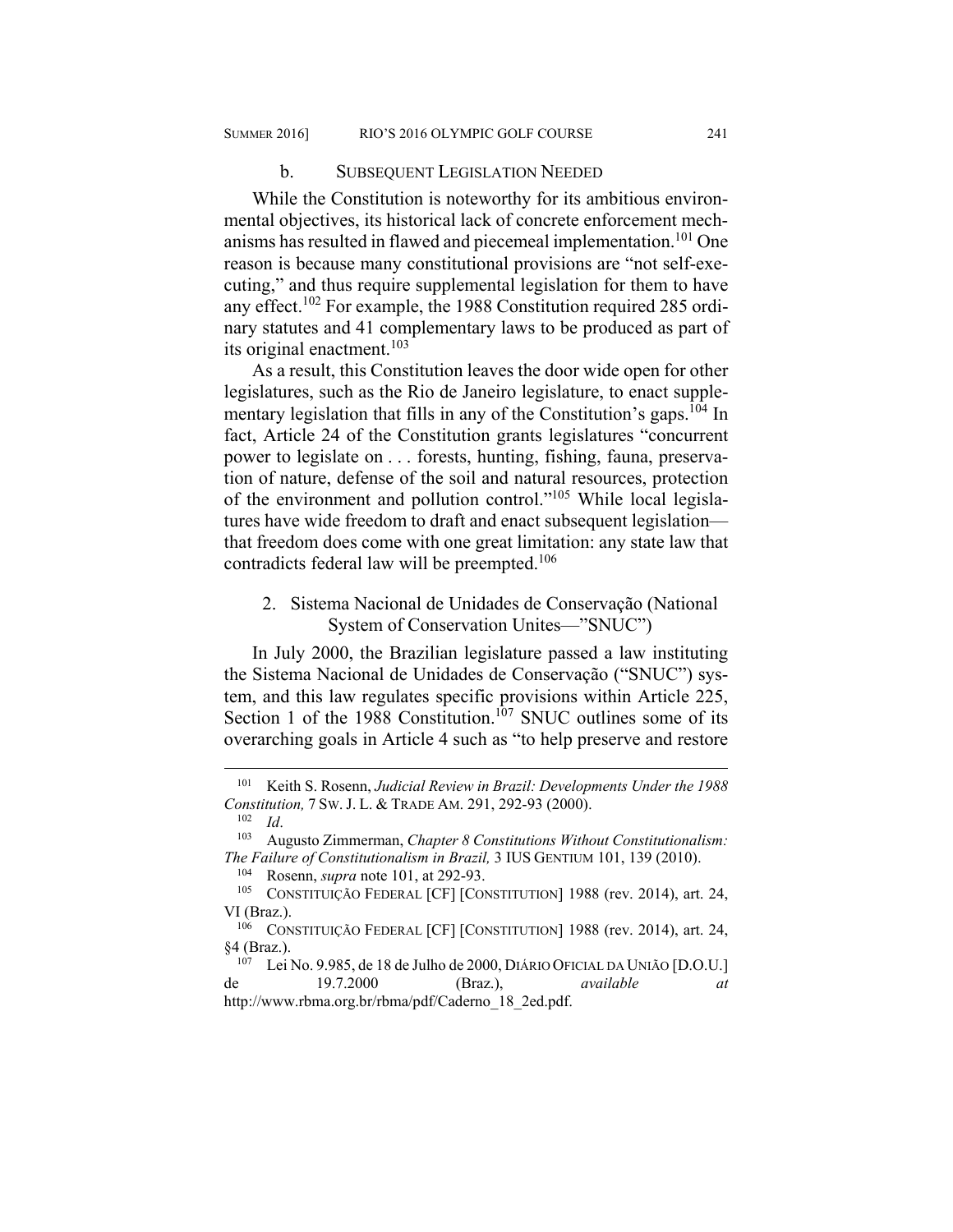### b. SUBSEQUENT LEGISLATION NEEDED

While the Constitution is noteworthy for its ambitious environmental objectives, its historical lack of concrete enforcement mechanisms has resulted in flawed and piecemeal implementation.[101] One reason is because many constitutional provisions are "not self-executing," and thus require supplemental legislation for them to have any effect.[102] For example, the 1988 Constitution required 285 ordinary statutes and 41 complementary laws to be produced as part of its original enactment.[103]

As a result, this Constitution leaves the door wide open for other legislatures, such as the Rio de Janeiro legislature, to enact supplementary legislation that fills in any of the Constitution's gaps.[104] In fact, Article 24 of the Constitution grants legislatures "concurrent power to legislate on . . . forests, hunting, fishing, fauna, preservation of nature, defense of the soil and natural resources, protection of the environment and pollution control."[105] While local legislatures have wide freedom to draft and enact subsequent legislation—that freedom does come with one great limitation: any state law that contradicts federal law will be preempted.[106]

## 2. Sistema Nacional de Unidades de Conservação (National System of Conservation Unites—"SNUC")

In July 2000, the Brazilian legislature passed a law instituting the Sistema Nacional de Unidades de Conservação ("SNUC") system, and this law regulates specific provisions within Article 225, Section 1 of the 1988 Constitution.[107] SNUC outlines some of its overarching goals in Article 4 such as "to help preserve and restore

---

[101] Keith S. Rosenn, *Judicial Review in Brazil: Developments Under the 1988 Constitution,* 7 SW. J. L. & TRADE AM. 291, 292-93 (2000).

[102] *Id*.

[103] Augusto Zimmerman, *Chapter 8 Constitutions Without Constitutionalism: The Failure of Constitutionalism in Brazil,* 3 IUS GENTIUM 101, 139 (2010).

[104] Rosenn, *supra* note 101, at 292-93.

[105] CONSTITUIÇÃO FEDERAL [CF] [CONSTITUTION] 1988 (rev. 2014), art. 24, VI (Braz.).

[106] CONSTITUIÇÃO FEDERAL [CF] [CONSTITUTION] 1988 (rev. 2014), art. 24, §4 (Braz.).

[107] Lei No. 9.985, de 18 de Julho de 2000, DIÁRIO OFICIAL DA UNIÃO [D.O.U.] de 19.7.2000 (Braz.), *available at* http://www.rbma.org.br/rbma/pdf/Caderno_18_2ed.pdf.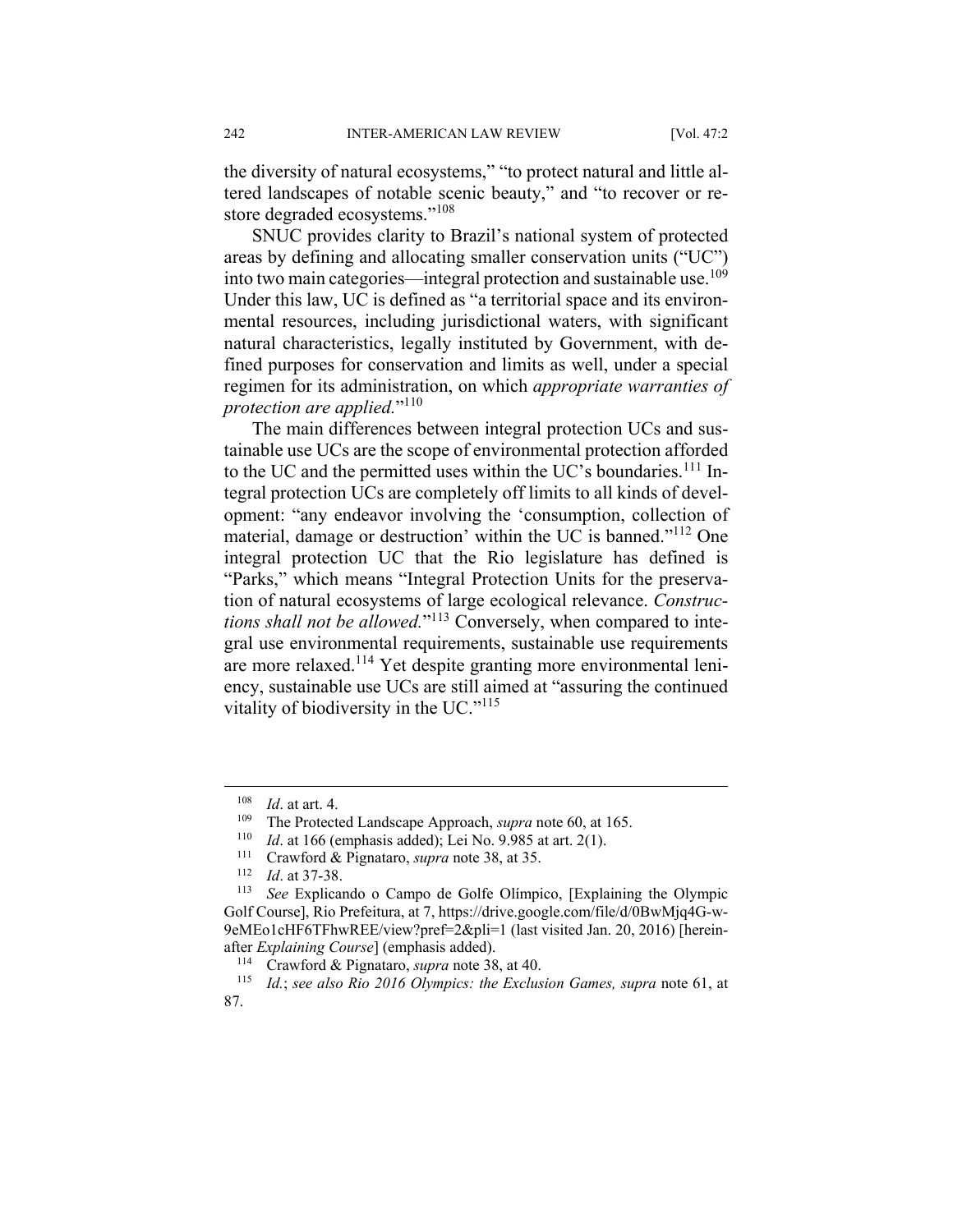the diversity of natural ecosystems," "to protect natural and little altered landscapes of notable scenic beauty," and "to recover or restore degraded ecosystems."[108]

SNUC provides clarity to Brazil's national system of protected areas by defining and allocating smaller conservation units ("UC") into two main categories—integral protection and sustainable use.[109] Under this law, UC is defined as "a territorial space and its environmental resources, including jurisdictional waters, with significant natural characteristics, legally instituted by Government, with defined purposes for conservation and limits as well, under a special regimen for its administration, on which *appropriate warranties of protection are applied.*"[110]

The main differences between integral protection UCs and sustainable use UCs are the scope of environmental protection afforded to the UC and the permitted uses within the UC's boundaries.[111] Integral protection UCs are completely off limits to all kinds of development: "any endeavor involving the 'consumption, collection of material, damage or destruction' within the UC is banned."[112] One integral protection UC that the Rio legislature has defined is "Parks," which means "Integral Protection Units for the preservation of natural ecosystems of large ecological relevance. *Constructions shall not be allowed.*"[113] Conversely, when compared to integral use environmental requirements, sustainable use requirements are more relaxed.[114] Yet despite granting more environmental leniency, sustainable use UCs are still aimed at "assuring the continued vitality of biodiversity in the UC."[115]

---

[108] *Id*. at art. 4.

[109] The Protected Landscape Approach, *supra* note 60, at 165.

[110] *Id*. at 166 (emphasis added); Lei No. 9.985 at art. 2(1).

[111] Crawford & Pignataro, *supra* note 38, at 35.

[112] *Id*. at 37-38.

[113] *See* Explicando o Campo de Golfe Olímpico, [Explaining the Olympic Golf Course], Rio Prefeitura, at 7, https://drive.google.com/file/d/0BwMjq4G-w-9eMEo1cHF6TFhwREE/view?pref=2&pli=1 (last visited Jan. 20, 2016) [hereinafter *Explaining Course*] (emphasis added).

[114] Crawford & Pignataro, *supra* note 38, at 40.

[115] *Id.*; *see also Rio 2016 Olympics: the Exclusion Games, supra* note 61, at 87.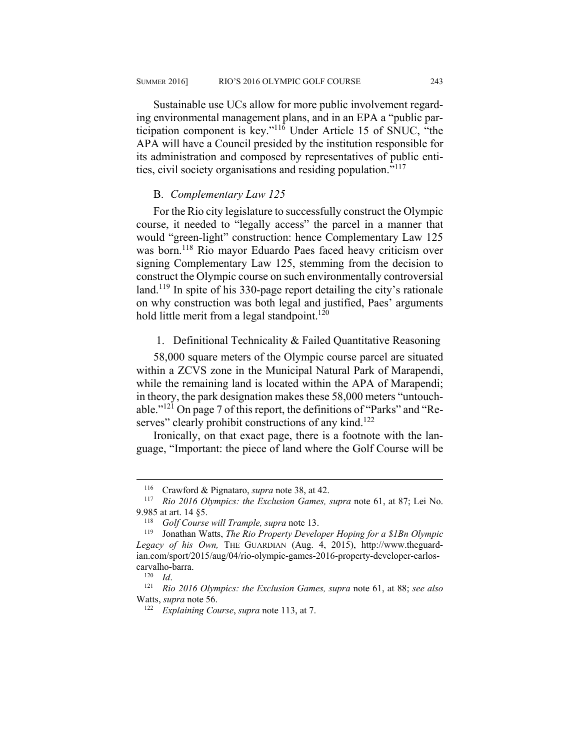Sustainable use UCs allow for more public involvement regarding environmental management plans, and in an EPA a "public participation component is key."[116] Under Article 15 of SNUC, "the APA will have a Council presided by the institution responsible for its administration and composed by representatives of public entities, civil society organisations and residing population."[117]

### B. *Complementary Law 125*

For the Rio city legislature to successfully construct the Olympic course, it needed to "legally access" the parcel in a manner that would "green-light" construction: hence Complementary Law 125 was born.[118] Rio mayor Eduardo Paes faced heavy criticism over signing Complementary Law 125, stemming from the decision to construct the Olympic course on such environmentally controversial land.[119] In spite of his 330-page report detailing the city's rationale on why construction was both legal and justified, Paes' arguments hold little merit from a legal standpoint.[120]

#### 1. Definitional Technicality & Failed Quantitative Reasoning

58,000 square meters of the Olympic course parcel are situated within a ZCVS zone in the Municipal Natural Park of Marapendi, while the remaining land is located within the APA of Marapendi; in theory, the park designation makes these 58,000 meters "untouchable."[121] On page 7 of this report, the definitions of "Parks" and "Reserves" clearly prohibit constructions of any kind.[122]

Ironically, on that exact page, there is a footnote with the language, "Important: the piece of land where the Golf Course will be

---

[116] Crawford & Pignataro, *supra* note 38, at 42.

[117] *Rio 2016 Olympics: the Exclusion Games, supra* note 61, at 87; Lei No. 9.985 at art. 14 §5.

[118] *Golf Course will Trample, supra* note 13.

[119] Jonathan Watts, *The Rio Property Developer Hoping for a $1Bn Olympic Legacy of his Own,* THE GUARDIAN (Aug. 4, 2015), http://www.theguardian.com/sport/2015/aug/04/rio-olympic-games-2016-property-developer-carlos-carvalho-barra.

[120] *Id*.

[121] *Rio 2016 Olympics: the Exclusion Games, supra* note 61, at 88; *see also* Watts, *supra* note 56.

[122] *Explaining Course*, *supra* note 113, at 7.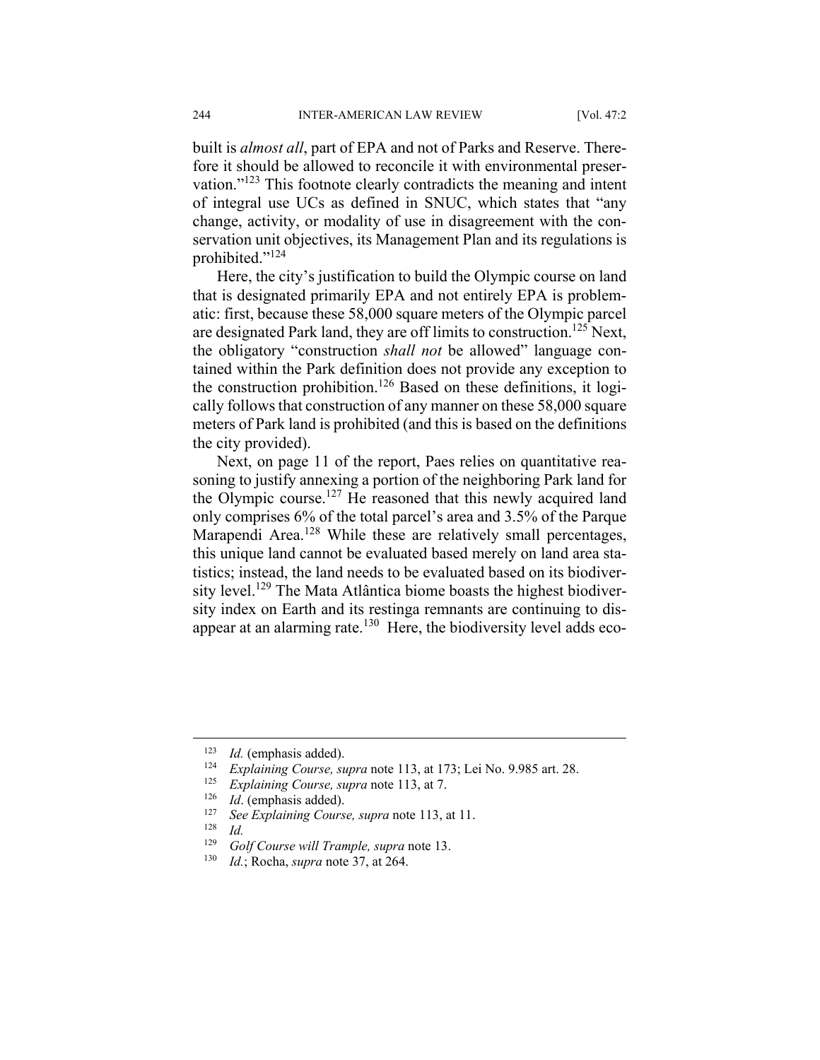built is *almost all*, part of EPA and not of Parks and Reserve. Therefore it should be allowed to reconcile it with environmental preservation."[123] This footnote clearly contradicts the meaning and intent of integral use UCs as defined in SNUC, which states that "any change, activity, or modality of use in disagreement with the conservation unit objectives, its Management Plan and its regulations is prohibited."[124]

Here, the city's justification to build the Olympic course on land that is designated primarily EPA and not entirely EPA is problematic: first, because these 58,000 square meters of the Olympic parcel are designated Park land, they are off limits to construction.[125] Next, the obligatory "construction *shall not* be allowed" language contained within the Park definition does not provide any exception to the construction prohibition.[126] Based on these definitions, it logically follows that construction of any manner on these 58,000 square meters of Park land is prohibited (and this is based on the definitions the city provided).

Next, on page 11 of the report, Paes relies on quantitative reasoning to justify annexing a portion of the neighboring Park land for the Olympic course.[127] He reasoned that this newly acquired land only comprises 6% of the total parcel's area and 3.5% of the Parque Marapendi Area.[128] While these are relatively small percentages, this unique land cannot be evaluated based merely on land area statistics; instead, the land needs to be evaluated based on its biodiversity level.[129] The Mata Atlântica biome boasts the highest biodiversity index on Earth and its restinga remnants are continuing to disappear at an alarming rate.[130] Here, the biodiversity level adds eco-

---

[123] *Id.* (emphasis added).

[124] *Explaining Course, supra* note 113, at 173; Lei No. 9.985 art. 28.

[125] *Explaining Course, supra* note 113, at 7.

[126] *Id*. (emphasis added).

[127] *See Explaining Course, supra* note 113, at 11.

[128] *Id.*

[129] *Golf Course will Trample, supra* note 13.

[130] *Id.*; Rocha, *supra* note 37, at 264.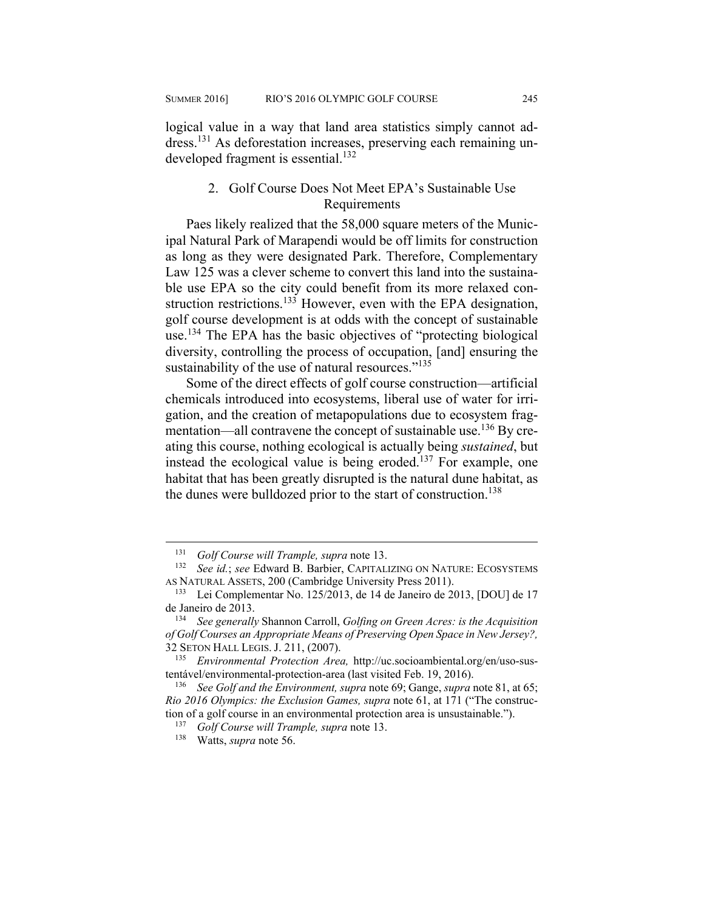logical value in a way that land area statistics simply cannot address.[131] As deforestation increases, preserving each remaining undeveloped fragment is essential.[132]

### 2. Golf Course Does Not Meet EPA's Sustainable Use Requirements

Paes likely realized that the 58,000 square meters of the Municipal Natural Park of Marapendi would be off limits for construction as long as they were designated Park. Therefore, Complementary Law 125 was a clever scheme to convert this land into the sustainable use EPA so the city could benefit from its more relaxed construction restrictions.[133] However, even with the EPA designation, golf course development is at odds with the concept of sustainable use.[134] The EPA has the basic objectives of "protecting biological diversity, controlling the process of occupation, [and] ensuring the sustainability of the use of natural resources."[135]

Some of the direct effects of golf course construction—artificial chemicals introduced into ecosystems, liberal use of water for irrigation, and the creation of metapopulations due to ecosystem fragmentation—all contravene the concept of sustainable use.[136] By creating this course, nothing ecological is actually being *sustained*, but instead the ecological value is being eroded.[137] For example, one habitat that has been greatly disrupted is the natural dune habitat, as the dunes were bulldozed prior to the start of construction.[138]

---

[131] *Golf Course will Trample, supra* note 13.

[132] *See id.*; *see* Edward B. Barbier, CAPITALIZING ON NATURE: ECOSYSTEMS AS NATURAL ASSETS, 200 (Cambridge University Press 2011).

[133] Lei Complementar No. 125/2013, de 14 de Janeiro de 2013, [DOU] de 17 de Janeiro de 2013.

[134] *See generally* Shannon Carroll, *Golfing on Green Acres: is the Acquisition of Golf Courses an Appropriate Means of Preserving Open Space in New Jersey?,* 32 SETON HALL LEGIS. J. 211, (2007).

[135] *Environmental Protection Area,* http://uc.socioambiental.org/en/uso-sustentável/environmental-protection-area (last visited Feb. 19, 2016).

[136] *See Golf and the Environment, supra* note 69; Gange, *supra* note 81, at 65; *Rio 2016 Olympics: the Exclusion Games, supra* note 61, at 171 ("The construction of a golf course in an environmental protection area is unsustainable.").

[137] *Golf Course will Trample, supra* note 13.

[138] Watts, *supra* note 56.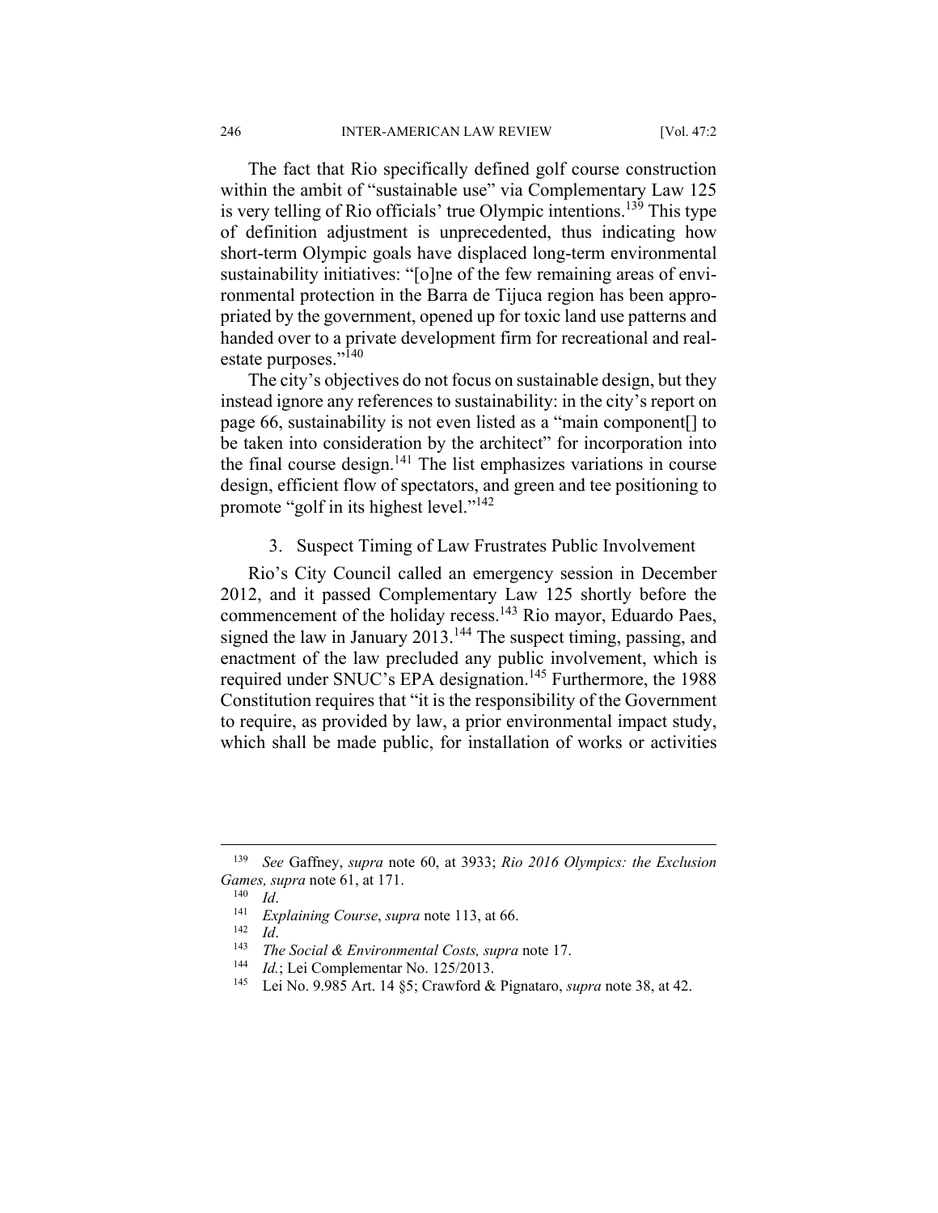The fact that Rio specifically defined golf course construction within the ambit of "sustainable use" via Complementary Law 125 is very telling of Rio officials' true Olympic intentions.[139] This type of definition adjustment is unprecedented, thus indicating how short-term Olympic goals have displaced long-term environmental sustainability initiatives: "[o]ne of the few remaining areas of environmental protection in the Barra de Tijuca region has been appropriated by the government, opened up for toxic land use patterns and handed over to a private development firm for recreational and real-estate purposes."[140]

The city's objectives do not focus on sustainable design, but they instead ignore any references to sustainability: in the city's report on page 66, sustainability is not even listed as a "main component[] to be taken into consideration by the architect" for incorporation into the final course design.[141] The list emphasizes variations in course design, efficient flow of spectators, and green and tee positioning to promote "golf in its highest level."[142]

### 3. Suspect Timing of Law Frustrates Public Involvement

Rio's City Council called an emergency session in December 2012, and it passed Complementary Law 125 shortly before the commencement of the holiday recess.[143] Rio mayor, Eduardo Paes, signed the law in January 2013.[144] The suspect timing, passing, and enactment of the law precluded any public involvement, which is required under SNUC's EPA designation.[145] Furthermore, the 1988 Constitution requires that "it is the responsibility of the Government to require, as provided by law, a prior environmental impact study, which shall be made public, for installation of works or activities

---

[139] *See* Gaffney, *supra* note 60, at 3933; *Rio 2016 Olympics: the Exclusion Games, supra* note 61, at 171.

[140] *Id*.

[141] *Explaining Course*, *supra* note 113, at 66.

[142] *Id*.

[143] *The Social & Environmental Costs, supra* note 17.

[144] *Id.*; Lei Complementar No. 125/2013.

[145] Lei No. 9.985 Art. 14 §5; Crawford & Pignataro, *supra* note 38, at 42.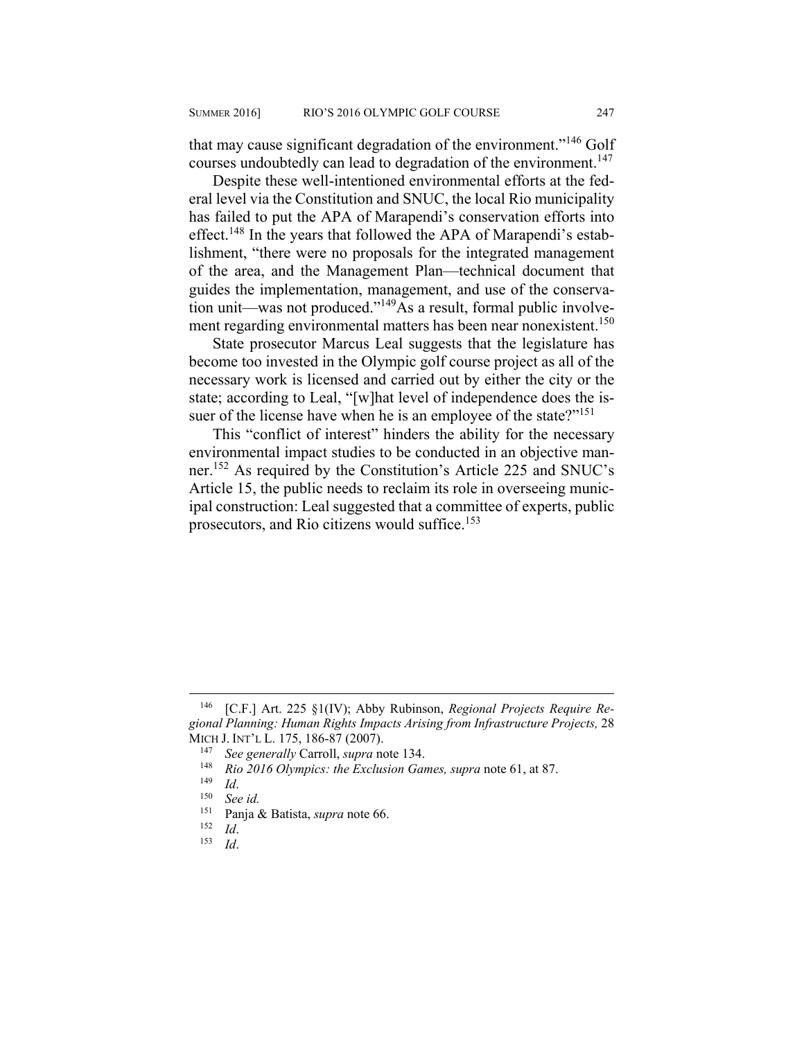that may cause significant degradation of the environment."[146] Golf courses undoubtedly can lead to degradation of the environment.[147]

Despite these well-intentioned environmental efforts at the federal level via the Constitution and SNUC, the local Rio municipality has failed to put the APA of Marapendi's conservation efforts into effect.[148] In the years that followed the APA of Marapendi's establishment, "there were no proposals for the integrated management of the area, and the Management Plan—technical document that guides the implementation, management, and use of the conservation unit—was not produced."[149]As a result, formal public involvement regarding environmental matters has been near nonexistent.[150]

State prosecutor Marcus Leal suggests that the legislature has become too invested in the Olympic golf course project as all of the necessary work is licensed and carried out by either the city or the state; according to Leal, "[w]hat level of independence does the issuer of the license have when he is an employee of the state?"[151]

This "conflict of interest" hinders the ability for the necessary environmental impact studies to be conducted in an objective manner.[152] As required by the Constitution's Article 225 and SNUC's Article 15, the public needs to reclaim its role in overseeing municipal construction: Leal suggested that a committee of experts, public prosecutors, and Rio citizens would suffice.[153]

---

[146] [C.F.] Art. 225 §1(IV); Abby Rubinson, *Regional Projects Require Regional Planning: Human Rights Impacts Arising from Infrastructure Projects,* 28 MICH J. INT'L L. 175, 186-87 (2007).

[147] *See generally* Carroll, *supra* note 134.

[148] *Rio 2016 Olympics: the Exclusion Games, supra* note 61, at 87.

[149] *Id*.

[150] *See id.*

[151] Panja & Batista, *supra* note 66.

[152] *Id*.

[153] *Id*.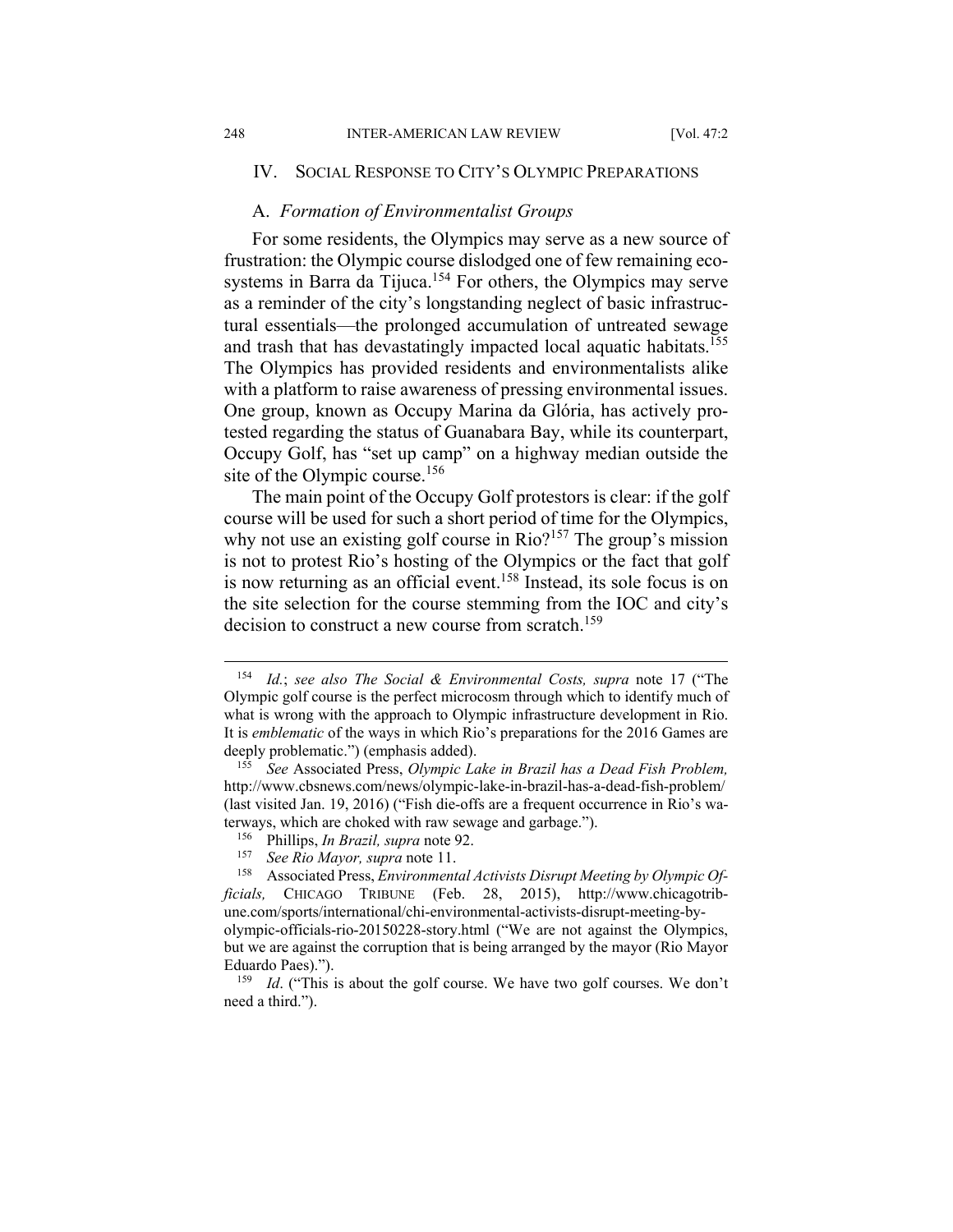## IV. SOCIAL RESPONSE TO CITY'S OLYMPIC PREPARATIONS

### A. *Formation of Environmentalist Groups*

For some residents, the Olympics may serve as a new source of frustration: the Olympic course dislodged one of few remaining ecosystems in Barra da Tijuca.[154] For others, the Olympics may serve as a reminder of the city's longstanding neglect of basic infrastructural essentials—the prolonged accumulation of untreated sewage and trash that has devastatingly impacted local aquatic habitats.[155] The Olympics has provided residents and environmentalists alike with a platform to raise awareness of pressing environmental issues. One group, known as Occupy Marina da Glória, has actively protested regarding the status of Guanabara Bay, while its counterpart, Occupy Golf, has "set up camp" on a highway median outside the site of the Olympic course.[156]

The main point of the Occupy Golf protestors is clear: if the golf course will be used for such a short period of time for the Olympics, why not use an existing golf course in Rio?[157] The group's mission is not to protest Rio's hosting of the Olympics or the fact that golf is now returning as an official event.[158] Instead, its sole focus is on the site selection for the course stemming from the IOC and city's decision to construct a new course from scratch.[159]

---

[154] *Id.*; *see also The Social & Environmental Costs, supra* note 17 ("The Olympic golf course is the perfect microcosm through which to identify much of what is wrong with the approach to Olympic infrastructure development in Rio. It is *emblematic* of the ways in which Rio's preparations for the 2016 Games are deeply problematic.") (emphasis added).

[155] *See* Associated Press, *Olympic Lake in Brazil has a Dead Fish Problem,* http://www.cbsnews.com/news/olympic-lake-in-brazil-has-a-dead-fish-problem/ (last visited Jan. 19, 2016) ("Fish die-offs are a frequent occurrence in Rio's waterways, which are choked with raw sewage and garbage.").

[156] Phillips, *In Brazil, supra* note 92.

[157] *See Rio Mayor, supra* note 11.

[158] Associated Press, *Environmental Activists Disrupt Meeting by Olympic Officials,* CHICAGO TRIBUNE (Feb. 28, 2015), http://www.chicagotribune.com/sports/international/chi-environmental-activists-disrupt-meeting-by-olympic-officials-rio-20150228-story.html ("We are not against the Olympics, but we are against the corruption that is being arranged by the mayor (Rio Mayor Eduardo Paes).").

[159] *Id*. ("This is about the golf course. We have two golf courses. We don't need a third.").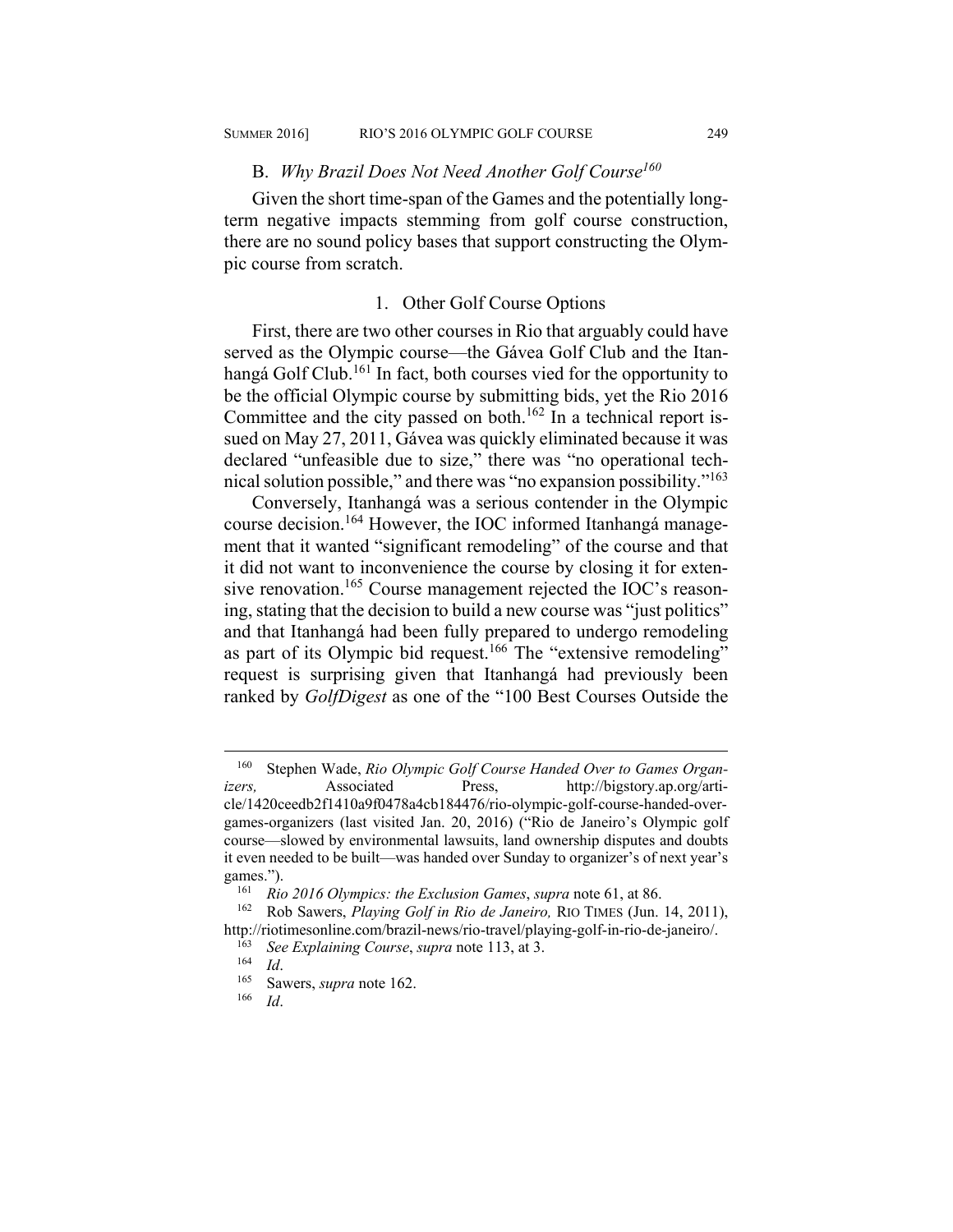### B. *Why Brazil Does Not Need Another Golf Course*[160]

Given the short time-span of the Games and the potentially long-term negative impacts stemming from golf course construction, there are no sound policy bases that support constructing the Olympic course from scratch.

#### 1. Other Golf Course Options

First, there are two other courses in Rio that arguably could have served as the Olympic course—the Gávea Golf Club and the Itanhangá Golf Club.[161] In fact, both courses vied for the opportunity to be the official Olympic course by submitting bids, yet the Rio 2016 Committee and the city passed on both.[162] In a technical report issued on May 27, 2011, Gávea was quickly eliminated because it was declared "unfeasible due to size," there was "no operational technical solution possible," and there was "no expansion possibility."[163]

Conversely, Itanhangá was a serious contender in the Olympic course decision.[164] However, the IOC informed Itanhangá management that it wanted "significant remodeling" of the course and that it did not want to inconvenience the course by closing it for extensive renovation.[165] Course management rejected the IOC's reasoning, stating that the decision to build a new course was "just politics" and that Itanhangá had been fully prepared to undergo remodeling as part of its Olympic bid request.[166] The "extensive remodeling" request is surprising given that Itanhangá had previously been ranked by *GolfDigest* as one of the "100 Best Courses Outside the

---

[160] Stephen Wade, *Rio Olympic Golf Course Handed Over to Games Organizers,* Associated Press, http://bigstory.ap.org/article/1420ceedb2f1410a9f0478a4cb184476/rio-olympic-golf-course-handed-over-games-organizers (last visited Jan. 20, 2016) ("Rio de Janeiro's Olympic golf course—slowed by environmental lawsuits, land ownership disputes and doubts it even needed to be built—was handed over Sunday to organizer's of next year's games.").

[161] *Rio 2016 Olympics: the Exclusion Games*, *supra* note 61, at 86.

[162] Rob Sawers, *Playing Golf in Rio de Janeiro,* RIO TIMES (Jun. 14, 2011), http://riotimesonline.com/brazil-news/rio-travel/playing-golf-in-rio-de-janeiro/.

[163] *See Explaining Course*, *supra* note 113, at 3.

[164] *Id*.

[165] Sawers, *supra* note 162.

[166] *Id*.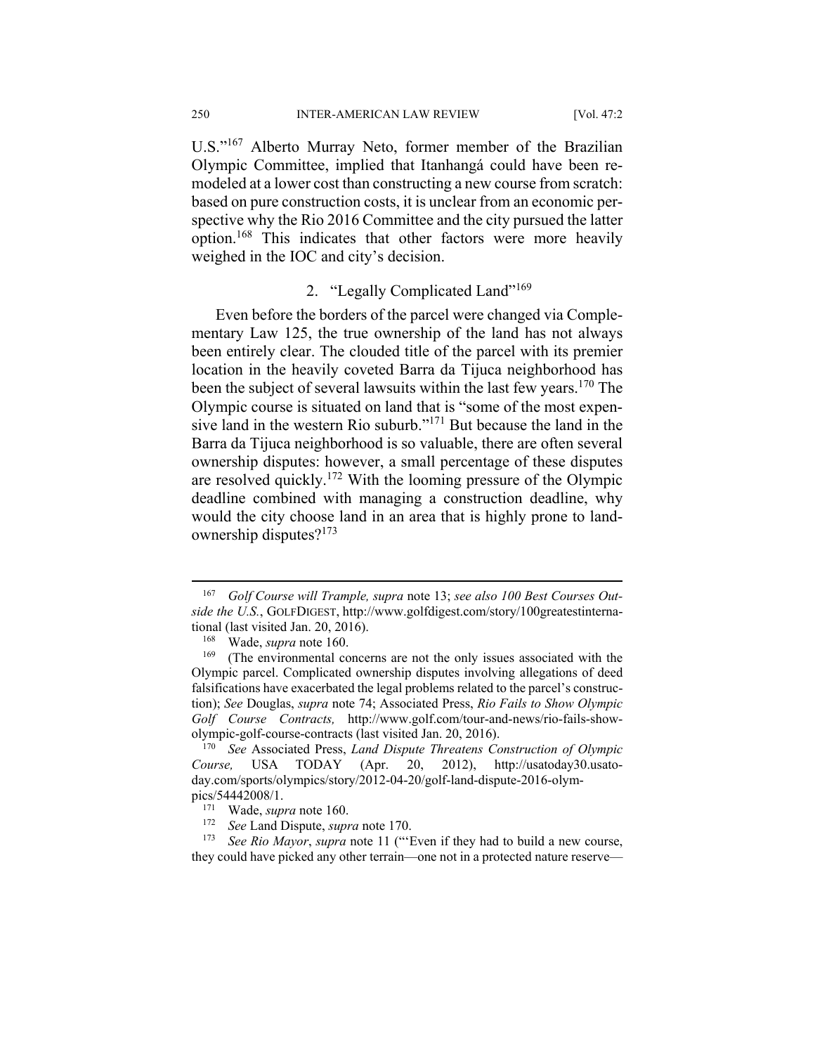U.S."[167] Alberto Murray Neto, former member of the Brazilian Olympic Committee, implied that Itanhangá could have been remodeled at a lower cost than constructing a new course from scratch: based on pure construction costs, it is unclear from an economic perspective why the Rio 2016 Committee and the city pursued the latter option.[168] This indicates that other factors were more heavily weighed in the IOC and city's decision.

### 2. "Legally Complicated Land"[169]

Even before the borders of the parcel were changed via Complementary Law 125, the true ownership of the land has not always been entirely clear. The clouded title of the parcel with its premier location in the heavily coveted Barra da Tijuca neighborhood has been the subject of several lawsuits within the last few years.[170] The Olympic course is situated on land that is "some of the most expensive land in the western Rio suburb."[171] But because the land in the Barra da Tijuca neighborhood is so valuable, there are often several ownership disputes: however, a small percentage of these disputes are resolved quickly.[172] With the looming pressure of the Olympic deadline combined with managing a construction deadline, why would the city choose land in an area that is highly prone to land-ownership disputes?[173]

---

[167] *Golf Course will Trample, supra* note 13; *see also 100 Best Courses Outside the U.S.*, GOLFDIGEST, http://www.golfdigest.com/story/100greatestinternational (last visited Jan. 20, 2016).

[168] Wade, *supra* note 160.

[169] (The environmental concerns are not the only issues associated with the Olympic parcel. Complicated ownership disputes involving allegations of deed falsifications have exacerbated the legal problems related to the parcel's construction); *See* Douglas, *supra* note 74; Associated Press, *Rio Fails to Show Olympic Golf Course Contracts,* http://www.golf.com/tour-and-news/rio-fails-show-olympic-golf-course-contracts (last visited Jan. 20, 2016).

[170] *See* Associated Press, *Land Dispute Threatens Construction of Olympic Course,* USA TODAY (Apr. 20, 2012), http://usatoday30.usatoday.com/sports/olympics/story/2012-04-20/golf-land-dispute-2016-olympics/54442008/1.

[171] Wade, *supra* note 160.

[172] *See* Land Dispute, *supra* note 170.

[173] *See Rio Mayor*, *supra* note 11 ("'Even if they had to build a new course, they could have picked any other terrain—one not in a protected nature reserve—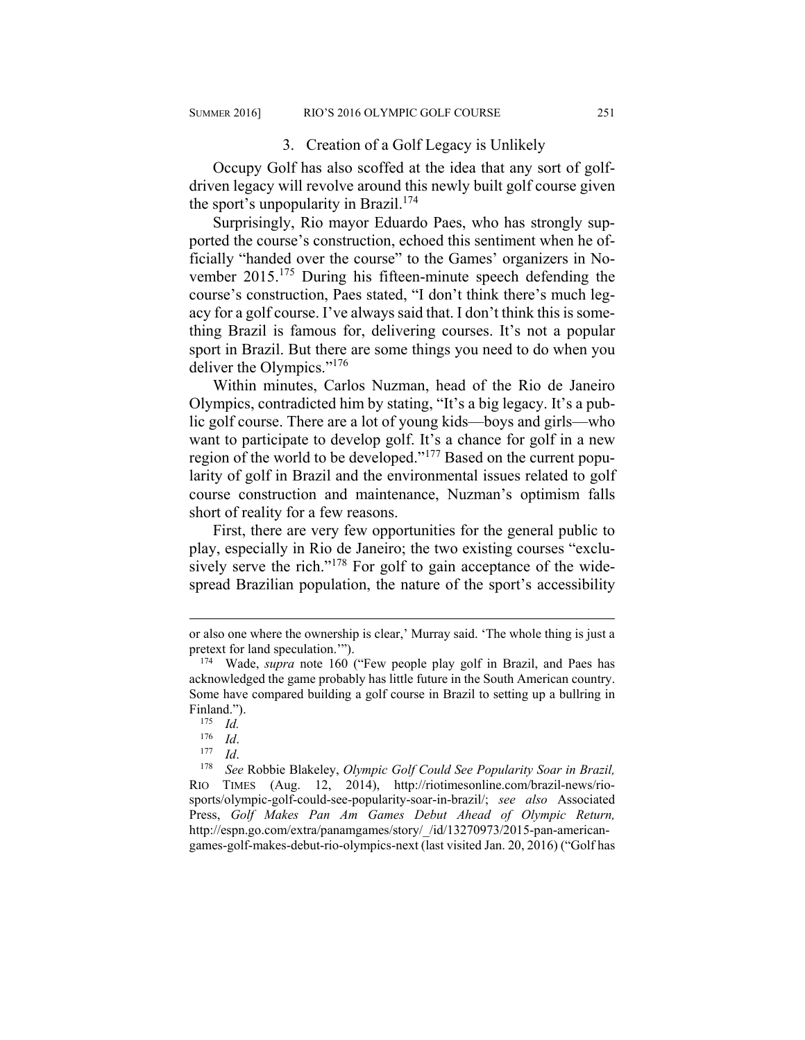### 3. Creation of a Golf Legacy is Unlikely

Occupy Golf has also scoffed at the idea that any sort of golf-driven legacy will revolve around this newly built golf course given the sport's unpopularity in Brazil.[174]

Surprisingly, Rio mayor Eduardo Paes, who has strongly supported the course's construction, echoed this sentiment when he officially "handed over the course" to the Games' organizers in November 2015.[175] During his fifteen-minute speech defending the course's construction, Paes stated, "I don't think there's much legacy for a golf course. I've always said that. I don't think this is something Brazil is famous for, delivering courses. It's not a popular sport in Brazil. But there are some things you need to do when you deliver the Olympics."[176]

Within minutes, Carlos Nuzman, head of the Rio de Janeiro Olympics, contradicted him by stating, "It's a big legacy. It's a public golf course. There are a lot of young kids—boys and girls—who want to participate to develop golf. It's a chance for golf in a new region of the world to be developed."[177] Based on the current popularity of golf in Brazil and the environmental issues related to golf course construction and maintenance, Nuzman's optimism falls short of reality for a few reasons.

First, there are very few opportunities for the general public to play, especially in Rio de Janeiro; the two existing courses "exclusively serve the rich."[178] For golf to gain acceptance of the widespread Brazilian population, the nature of the sport's accessibility

---

or also one where the ownership is clear,' Murray said. 'The whole thing is just a pretext for land speculation.'").

[174] Wade, *supra* note 160 ("Few people play golf in Brazil, and Paes has acknowledged the game probably has little future in the South American country. Some have compared building a golf course in Brazil to setting up a bullring in Finland.").

[175] *Id.*

[176] *Id*.

[177] *Id*.

[178] *See* Robbie Blakeley, *Olympic Golf Could See Popularity Soar in Brazil,* RIO TIMES (Aug. 12, 2014), http://riotimesonline.com/brazil-news/rio-sports/olympic-golf-could-see-popularity-soar-in-brazil/; *see also* Associated Press, *Golf Makes Pan Am Games Debut Ahead of Olympic Return,* http://espn.go.com/extra/panamgames/story/_/id/13270973/2015-pan-american-games-golf-makes-debut-rio-olympics-next (last visited Jan. 20, 2016) ("Golf has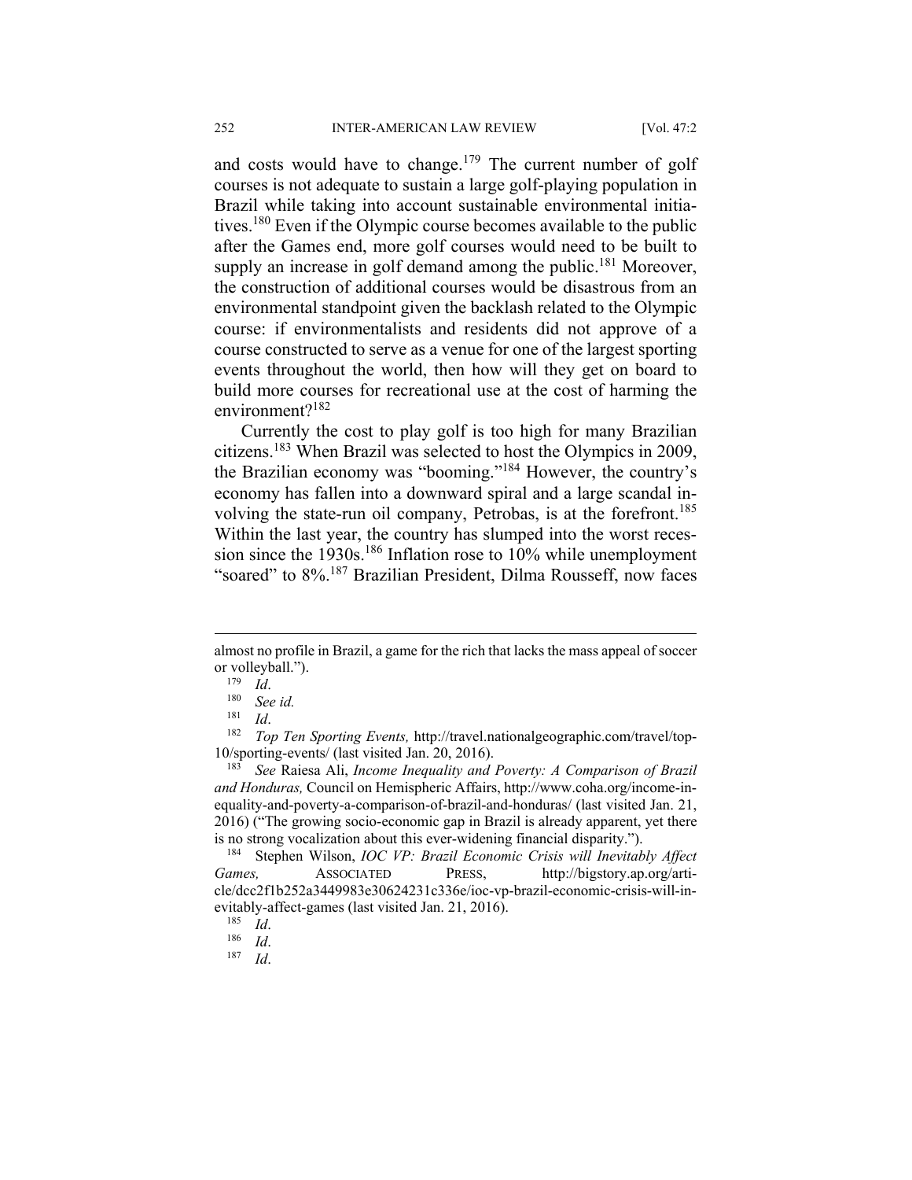and costs would have to change.[179] The current number of golf courses is not adequate to sustain a large golf-playing population in Brazil while taking into account sustainable environmental initiatives.[180] Even if the Olympic course becomes available to the public after the Games end, more golf courses would need to be built to supply an increase in golf demand among the public.[181] Moreover, the construction of additional courses would be disastrous from an environmental standpoint given the backlash related to the Olympic course: if environmentalists and residents did not approve of a course constructed to serve as a venue for one of the largest sporting events throughout the world, then how will they get on board to build more courses for recreational use at the cost of harming the environment?[182]

Currently the cost to play golf is too high for many Brazilian citizens.[183] When Brazil was selected to host the Olympics in 2009, the Brazilian economy was "booming."[184] However, the country's economy has fallen into a downward spiral and a large scandal involving the state-run oil company, Petrobas, is at the forefront.[185] Within the last year, the country has slumped into the worst recession since the 1930s.[186] Inflation rose to 10% while unemployment "soared" to 8%.[187] Brazilian President, Dilma Rousseff, now faces

---

almost no profile in Brazil, a game for the rich that lacks the mass appeal of soccer or volleyball.").

[179] *Id*.

[180] *See id.*

[181] *Id*.

[182] *Top Ten Sporting Events,* http://travel.nationalgeographic.com/travel/top-10/sporting-events/ (last visited Jan. 20, 2016).

[183] *See* Raiesa Ali, *Income Inequality and Poverty: A Comparison of Brazil and Honduras,* Council on Hemispheric Affairs, http://www.coha.org/income-inequality-and-poverty-a-comparison-of-brazil-and-honduras/ (last visited Jan. 21, 2016) ("The growing socio-economic gap in Brazil is already apparent, yet there is no strong vocalization about this ever-widening financial disparity.").

[184] Stephen Wilson, *IOC VP: Brazil Economic Crisis will Inevitably Affect Games,* ASSOCIATED PRESS, http://bigstory.ap.org/article/dcc2f1b252a3449983e30624231c336e/ioc-vp-brazil-economic-crisis-will-inevitably-affect-games (last visited Jan. 21, 2016).

[185] *Id*.

[186] *Id*.

[187] *Id*.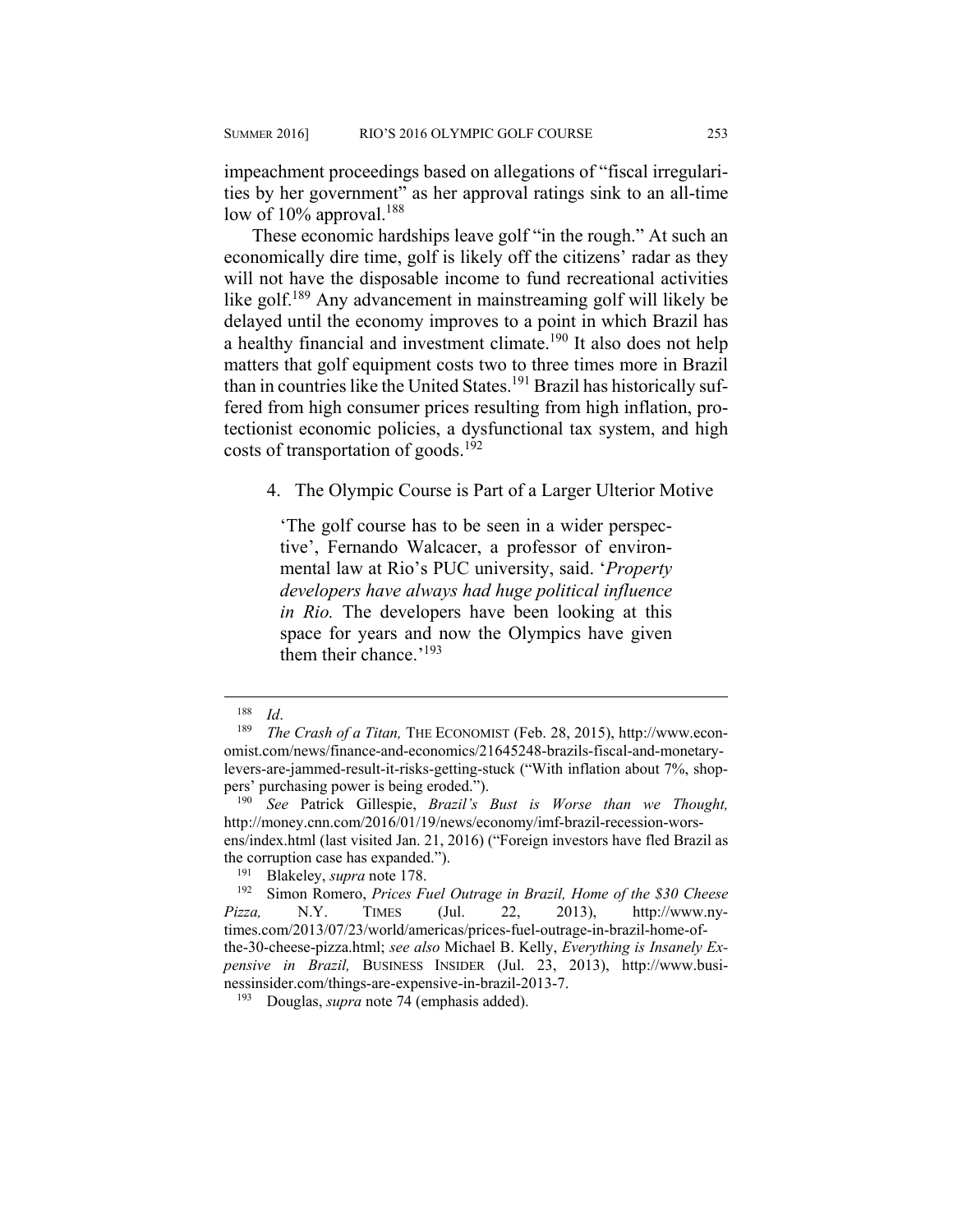impeachment proceedings based on allegations of "fiscal irregularities by her government" as her approval ratings sink to an all-time low of 10% approval.[188]

These economic hardships leave golf "in the rough." At such an economically dire time, golf is likely off the citizens' radar as they will not have the disposable income to fund recreational activities like golf.[189] Any advancement in mainstreaming golf will likely be delayed until the economy improves to a point in which Brazil has a healthy financial and investment climate.[190] It also does not help matters that golf equipment costs two to three times more in Brazil than in countries like the United States.[191] Brazil has historically suffered from high consumer prices resulting from high inflation, protectionist economic policies, a dysfunctional tax system, and high costs of transportation of goods.[192]

4. The Olympic Course is Part of a Larger Ulterior Motive

> 'The golf course has to be seen in a wider perspective', Fernando Walcacer, a professor of environmental law at Rio's PUC university, said. '*Property developers have always had huge political influence in Rio.* The developers have been looking at this space for years and now the Olympics have given them their chance.'[193]

---

[188] *Id*.

[189] *The Crash of a Titan,* THE ECONOMIST (Feb. 28, 2015), http://www.economist.com/news/finance-and-economics/21645248-brazils-fiscal-and-monetary-levers-are-jammed-result-it-risks-getting-stuck ("With inflation about 7%, shoppers' purchasing power is being eroded.").

[190] *See* Patrick Gillespie, *Brazil's Bust is Worse than we Thought,* http://money.cnn.com/2016/01/19/news/economy/imf-brazil-recession-worsens/index.html (last visited Jan. 21, 2016) ("Foreign investors have fled Brazil as the corruption case has expanded.").

[191] Blakeley, *supra* note 178.

[192] Simon Romero, *Prices Fuel Outrage in Brazil, Home of the $30 Cheese Pizza,* N.Y. TIMES (Jul. 22, 2013), http://www.nytimes.com/2013/07/23/world/americas/prices-fuel-outrage-in-brazil-home-of-the-30-cheese-pizza.html; *see also* Michael B. Kelly, *Everything is Insanely Expensive in Brazil,* BUSINESS INSIDER (Jul. 23, 2013), http://www.businessinsider.com/things-are-expensive-in-brazil-2013-7.

[193] Douglas, *supra* note 74 (emphasis added).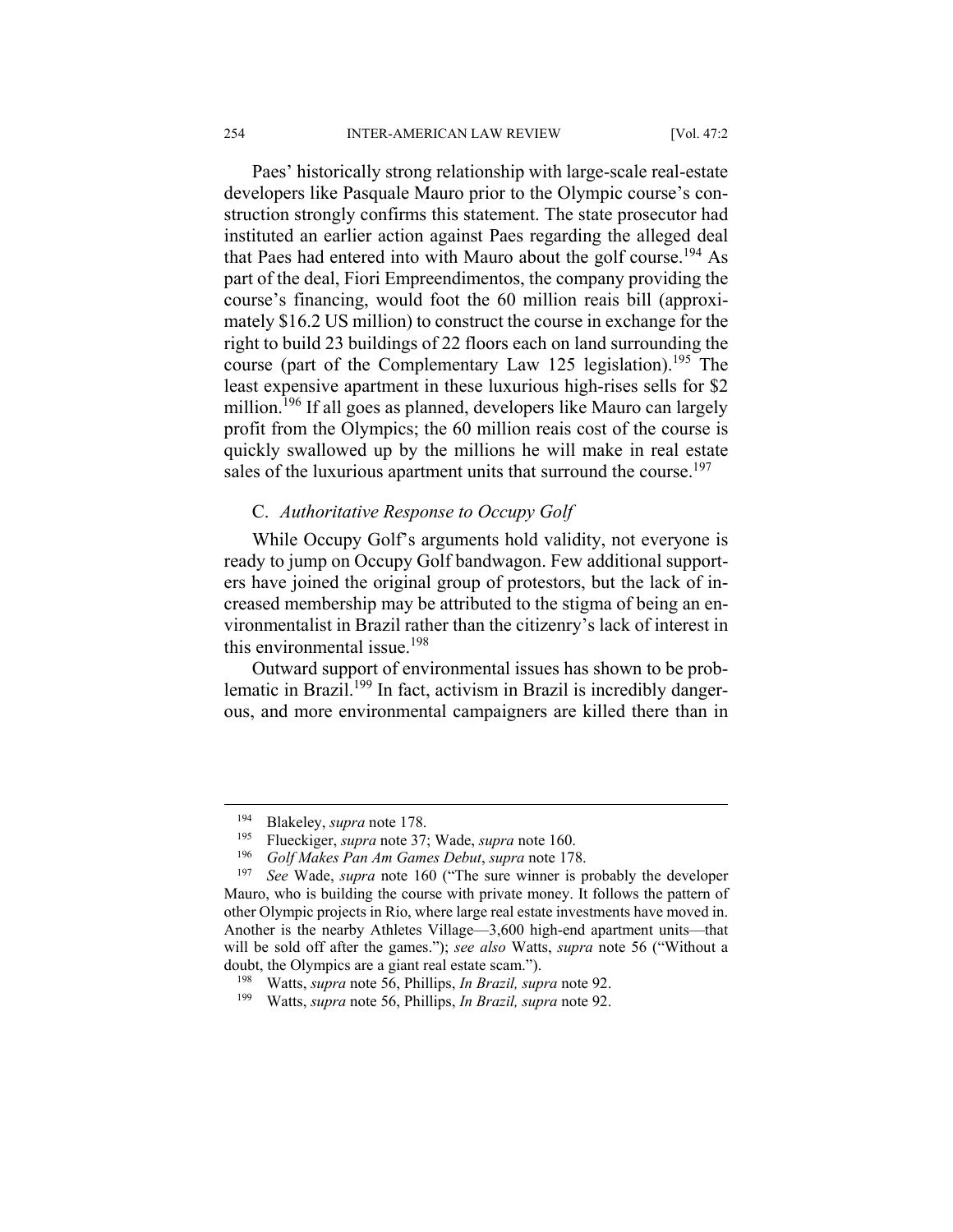Paes' historically strong relationship with large-scale real-estate developers like Pasquale Mauro prior to the Olympic course's construction strongly confirms this statement. The state prosecutor had instituted an earlier action against Paes regarding the alleged deal that Paes had entered into with Mauro about the golf course.[194] As part of the deal, Fiori Empreendimentos, the company providing the course's financing, would foot the 60 million reais bill (approximately $16.2 US million) to construct the course in exchange for the right to build 23 buildings of 22 floors each on land surrounding the course (part of the Complementary Law 125 legislation).[195] The least expensive apartment in these luxurious high-rises sells for $2 million.[196] If all goes as planned, developers like Mauro can largely profit from the Olympics; the 60 million reais cost of the course is quickly swallowed up by the millions he will make in real estate sales of the luxurious apartment units that surround the course.[197]

### C. *Authoritative Response to Occupy Golf*

While Occupy Golf's arguments hold validity, not everyone is ready to jump on Occupy Golf bandwagon. Few additional supporters have joined the original group of protestors, but the lack of increased membership may be attributed to the stigma of being an environmentalist in Brazil rather than the citizenry's lack of interest in this environmental issue.[198]

Outward support of environmental issues has shown to be problematic in Brazil.[199] In fact, activism in Brazil is incredibly dangerous, and more environmental campaigners are killed there than in

---

[194] Blakeley, *supra* note 178.

[195] Flueckiger, *supra* note 37; Wade, *supra* note 160.

[196] *Golf Makes Pan Am Games Debut*, *supra* note 178.

[197] *See* Wade, *supra* note 160 ("The sure winner is probably the developer Mauro, who is building the course with private money. It follows the pattern of other Olympic projects in Rio, where large real estate investments have moved in. Another is the nearby Athletes Village—3,600 high-end apartment units—that will be sold off after the games."); *see also* Watts, *supra* note 56 ("Without a doubt, the Olympics are a giant real estate scam.").

[198] Watts, *supra* note 56, Phillips, *In Brazil, supra* note 92.

[199] Watts, *supra* note 56, Phillips, *In Brazil, supra* note 92.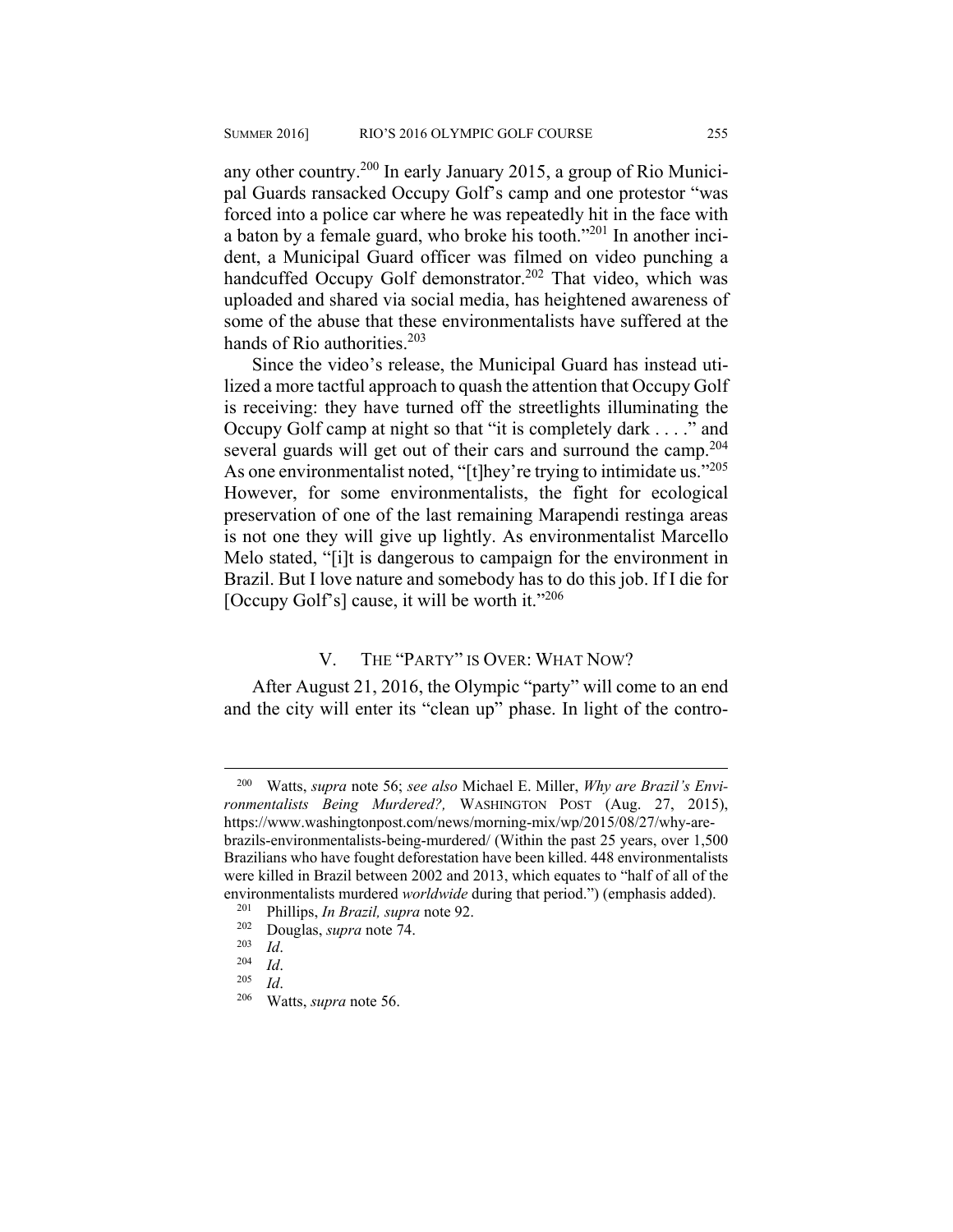any other country.[200] In early January 2015, a group of Rio Municipal Guards ransacked Occupy Golf's camp and one protestor "was forced into a police car where he was repeatedly hit in the face with a baton by a female guard, who broke his tooth."[201] In another incident, a Municipal Guard officer was filmed on video punching a handcuffed Occupy Golf demonstrator.[202] That video, which was uploaded and shared via social media, has heightened awareness of some of the abuse that these environmentalists have suffered at the hands of Rio authorities.[203]

Since the video's release, the Municipal Guard has instead utilized a more tactful approach to quash the attention that Occupy Golf is receiving: they have turned off the streetlights illuminating the Occupy Golf camp at night so that "it is completely dark . . . ." and several guards will get out of their cars and surround the camp.[204] As one environmentalist noted, "[t]hey're trying to intimidate us."[205] However, for some environmentalists, the fight for ecological preservation of one of the last remaining Marapendi restinga areas is not one they will give up lightly. As environmentalist Marcello Melo stated, "[i]t is dangerous to campaign for the environment in Brazil. But I love nature and somebody has to do this job. If I die for [Occupy Golf's] cause, it will be worth it."[206]

## V. THE "PARTY" IS OVER: WHAT NOW?

After August 21, 2016, the Olympic "party" will come to an end and the city will enter its "clean up" phase. In light of the contro-

---

[200] Watts, *supra* note 56; *see also* Michael E. Miller, *Why are Brazil's Environmentalists Being Murdered?,* WASHINGTON POST (Aug. 27, 2015), https://www.washingtonpost.com/news/morning-mix/wp/2015/08/27/why-are-brazils-environmentalists-being-murdered/ (Within the past 25 years, over 1,500 Brazilians who have fought deforestation have been killed. 448 environmentalists were killed in Brazil between 2002 and 2013, which equates to "half of all of the environmentalists murdered *worldwide* during that period.") (emphasis added).

[201] Phillips, *In Brazil, supra* note 92.

[202] Douglas, *supra* note 74.

[203] *Id*.

[204] *Id*.

[205] *Id*.

[206] Watts, *supra* note 56.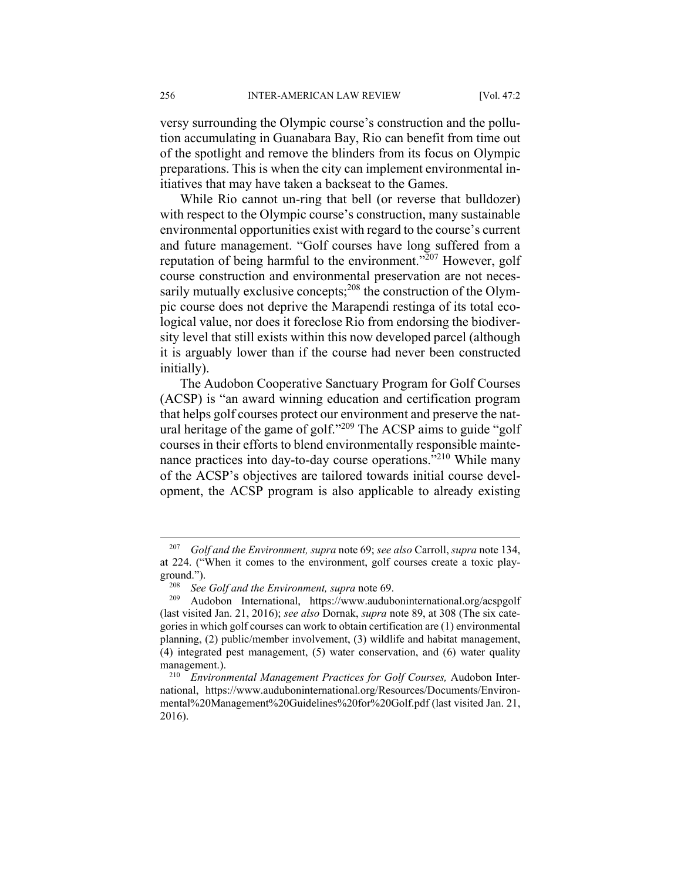versy surrounding the Olympic course's construction and the pollution accumulating in Guanabara Bay, Rio can benefit from time out of the spotlight and remove the blinders from its focus on Olympic preparations. This is when the city can implement environmental initiatives that may have taken a backseat to the Games.

While Rio cannot un-ring that bell (or reverse that bulldozer) with respect to the Olympic course's construction, many sustainable environmental opportunities exist with regard to the course's current and future management. "Golf courses have long suffered from a reputation of being harmful to the environment."[207] However, golf course construction and environmental preservation are not necessarily mutually exclusive concepts;[208] the construction of the Olympic course does not deprive the Marapendi restinga of its total ecological value, nor does it foreclose Rio from endorsing the biodiversity level that still exists within this now developed parcel (although it is arguably lower than if the course had never been constructed initially).

The Audobon Cooperative Sanctuary Program for Golf Courses (ACSP) is "an award winning education and certification program that helps golf courses protect our environment and preserve the natural heritage of the game of golf."[209] The ACSP aims to guide "golf courses in their efforts to blend environmentally responsible maintenance practices into day-to-day course operations."[210] While many of the ACSP's objectives are tailored towards initial course development, the ACSP program is also applicable to already existing

---

[207] *Golf and the Environment, supra* note 69; *see also* Carroll, *supra* note 134, at 224. ("When it comes to the environment, golf courses create a toxic playground.").

[208] *See Golf and the Environment, supra* note 69.

[209] Audobon International, https://www.auduboninternational.org/acspgolf (last visited Jan. 21, 2016); *see also* Dornak, *supra* note 89, at 308 (The six categories in which golf courses can work to obtain certification are (1) environmental planning, (2) public/member involvement, (3) wildlife and habitat management, (4) integrated pest management, (5) water conservation, and (6) water quality management.).

[210] *Environmental Management Practices for Golf Courses,* Audobon International, https://www.auduboninternational.org/Resources/Documents/Environmental%20Management%20Guidelines%20for%20Golf.pdf (last visited Jan. 21, 2016).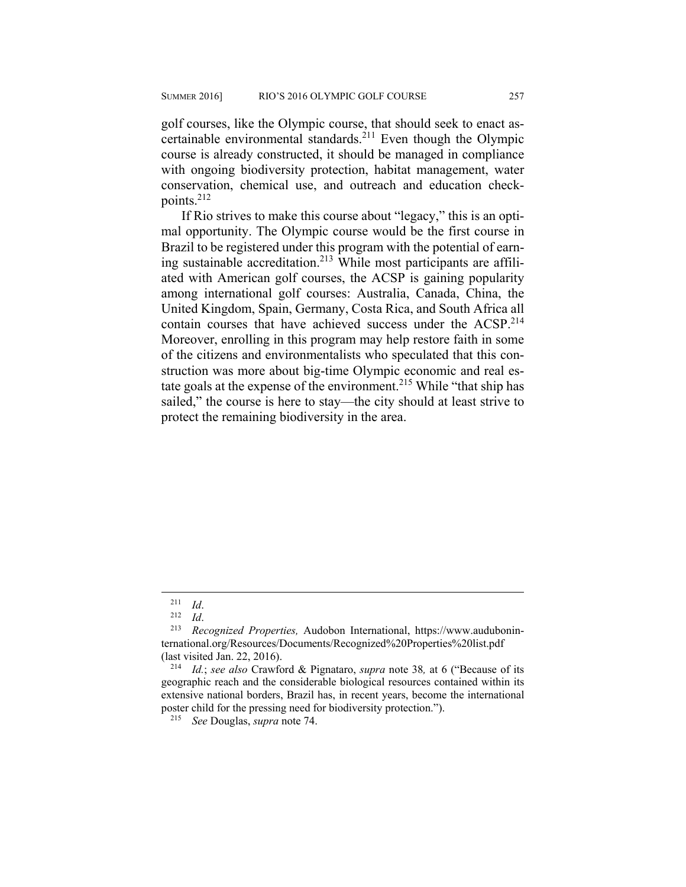golf courses, like the Olympic course, that should seek to enact ascertainable environmental standards.[211] Even though the Olympic course is already constructed, it should be managed in compliance with ongoing biodiversity protection, habitat management, water conservation, chemical use, and outreach and education checkpoints.[212]

If Rio strives to make this course about "legacy," this is an optimal opportunity. The Olympic course would be the first course in Brazil to be registered under this program with the potential of earning sustainable accreditation.[213] While most participants are affiliated with American golf courses, the ACSP is gaining popularity among international golf courses: Australia, Canada, China, the United Kingdom, Spain, Germany, Costa Rica, and South Africa all contain courses that have achieved success under the ACSP.[214] Moreover, enrolling in this program may help restore faith in some of the citizens and environmentalists who speculated that this construction was more about big-time Olympic economic and real estate goals at the expense of the environment.[215] While "that ship has sailed," the course is here to stay—the city should at least strive to protect the remaining biodiversity in the area.

---

[211] *Id*.

[212] *Id*.

[213] *Recognized Properties,* Audobon International, https://www.auduboninternational.org/Resources/Documents/Recognized%20Properties%20list.pdf (last visited Jan. 22, 2016).

[214] *Id.*; *see also* Crawford & Pignataro, *supra* note 38*,* at 6 ("Because of its geographic reach and the considerable biological resources contained within its extensive national borders, Brazil has, in recent years, become the international poster child for the pressing need for biodiversity protection.").

[215] *See* Douglas, *supra* note 74.